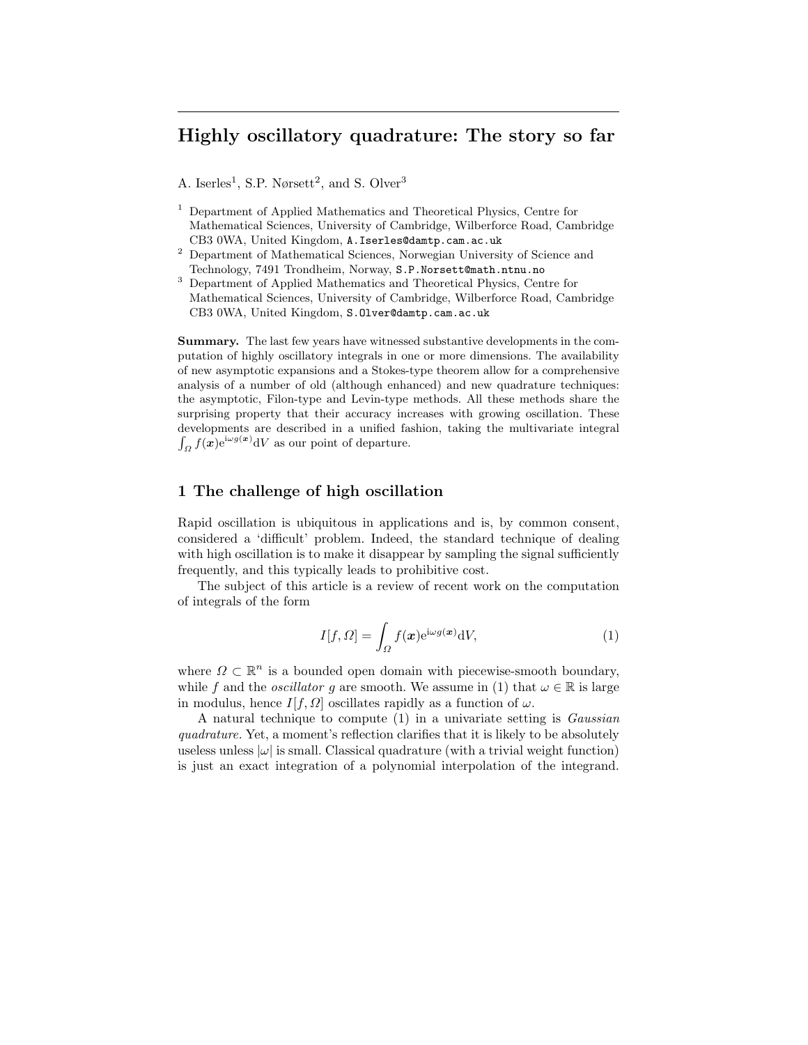# Highly oscillatory quadrature: The story so far

A. Iserles[1], S.P. Nørsett[2], and S. Olver[3]

[1] Department of Applied Mathematics and Theoretical Physics, Centre for Mathematical Sciences, University of Cambridge, Wilberforce Road, Cambridge CB3 0WA, United Kingdom, `A.Iserles@damtp.cam.ac.uk`
[2] Department of Mathematical Sciences, Norwegian University of Science and Technology, 7491 Trondheim, Norway, `S.P.Norsett@math.ntnu.no`
[3] Department of Applied Mathematics and Theoretical Physics, Centre for Mathematical Sciences, University of Cambridge, Wilberforce Road, Cambridge CB3 0WA, United Kingdom, `S.Olver@damtp.cam.ac.uk`

**Summary.** The last few years have witnessed substantive developments in the computation of highly oscillatory integrals in one or more dimensions. The availability of new asymptotic expansions and a Stokes-type theorem allow for a comprehensive analysis of a number of old (although enhanced) and new quadrature techniques: the asymptotic, Filon-type and Levin-type methods. All these methods share the surprising property that their accuracy increases with growing oscillation. These developments are described in a unified fashion, taking the multivariate integral $\int_\Omega f(\boldsymbol{x})\mathrm{e}^{\mathrm{i}\omega g(\boldsymbol{x})}\mathrm{d}V$ as our point of departure.

## 1 The challenge of high oscillation

Rapid oscillation is ubiquitous in applications and is, by common consent, considered a 'difficult' problem. Indeed, the standard technique of dealing with high oscillation is to make it disappear by sampling the signal sufficiently frequently, and this typically leads to prohibitive cost.

The subject of this article is a review of recent work on the computation of integrals of the form

$$I[f,\Omega] = \int_\Omega f(\boldsymbol{x})\mathrm{e}^{\mathrm{i}\omega g(\boldsymbol{x})}\mathrm{d}V, \tag{1}$$

where $\Omega \subset \mathbb{R}^n$ is a bounded open domain with piecewise-smooth boundary, while $f$ and the *oscillator* $g$ are smooth. We assume in (1) that $\omega \in \mathbb{R}$ is large in modulus, hence $I[f,\Omega]$ oscillates rapidly as a function of $\omega$.

A natural technique to compute (1) in a univariate setting is *Gaussian quadrature*. Yet, a moment's reflection clarifies that it is likely to be absolutely useless unless $|\omega|$ is small. Classical quadrature (with a trivial weight function) is just an exact integration of a polynomial interpolation of the integrand.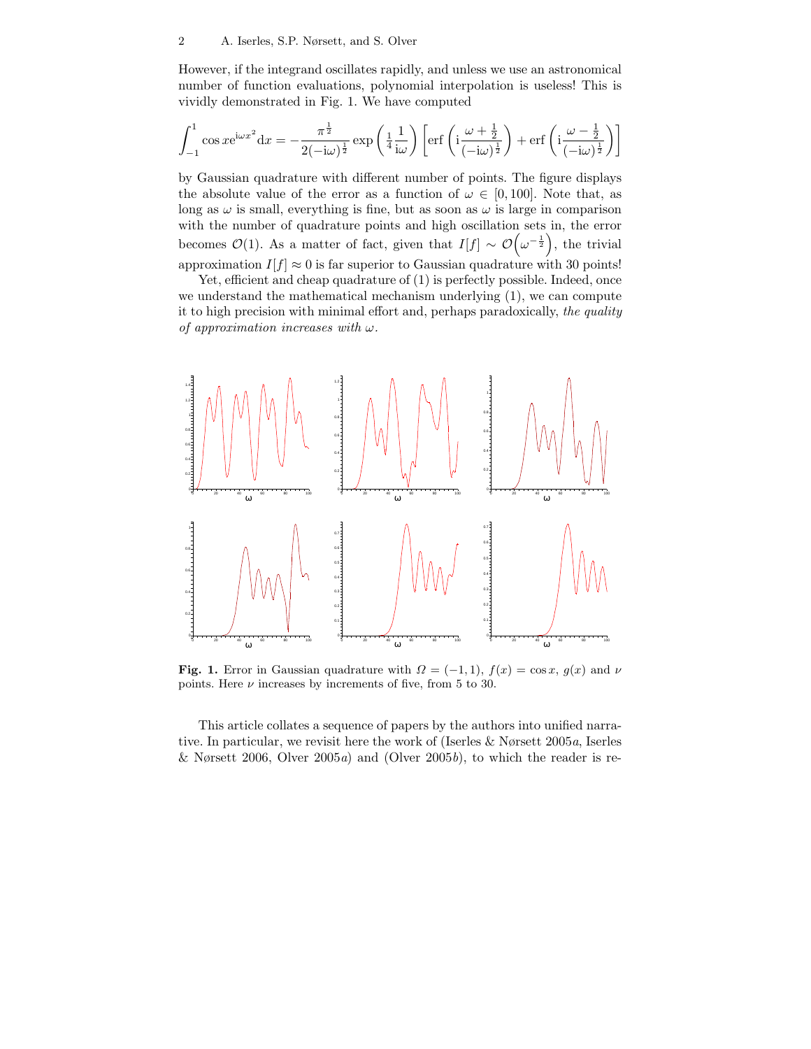However, if the integrand oscillates rapidly, and unless we use an astronomical number of function evaluations, polynomial interpolation is useless! This is vividly demonstrated in Fig. 1. We have computed

$$\int_{-1}^{1} \cos x \mathrm{e}^{\mathrm{i}\omega x^2} \mathrm{d}x = -\frac{\pi^{\frac{1}{2}}}{2(-\mathrm{i}\omega)^{\frac{1}{2}}} \exp\left(\frac{1}{4}\frac{1}{\mathrm{i}\omega}\right) \left[\operatorname{erf}\left(\mathrm{i}\frac{\omega+\frac{1}{2}}{(-\mathrm{i}\omega)^{\frac{1}{2}}}\right) + \operatorname{erf}\left(\mathrm{i}\frac{\omega-\frac{1}{2}}{(-\mathrm{i}\omega)^{\frac{1}{2}}}\right)\right]$$

by Gaussian quadrature with different number of points. The figure displays the absolute value of the error as a function of $\omega \in [0, 100]$. Note that, as long as $\omega$ is small, everything is fine, but as soon as $\omega$ is large in comparison with the number of quadrature points and high oscillation sets in, the error becomes $\mathcal{O}(1)$. As a matter of fact, given that $I[f] \sim \mathcal{O}\left(\omega^{-\frac{1}{2}}\right)$, the trivial approximation $I[f] \approx 0$ is far superior to Gaussian quadrature with 30 points!

Yet, efficient and cheap quadrature of (1) is perfectly possible. Indeed, once we understand the mathematical mechanism underlying (1), we can compute it to high precision with minimal effort and, perhaps paradoxically, *the quality of approximation increases with* $\omega$.

**Fig. 1.** Error in Gaussian quadrature with $\Omega = (-1, 1)$, $f(x) = \cos x$, $g(x)$ and $\nu$ points. Here $\nu$ increases by increments of five, from 5 to 30.

This article collates a sequence of papers by the authors into unified narrative. In particular, we revisit here the work of (Iserles & Nørsett 2005*a*, Iserles & Nørsett 2006, Olver 2005*a*) and (Olver 2005*b*), to which the reader is re-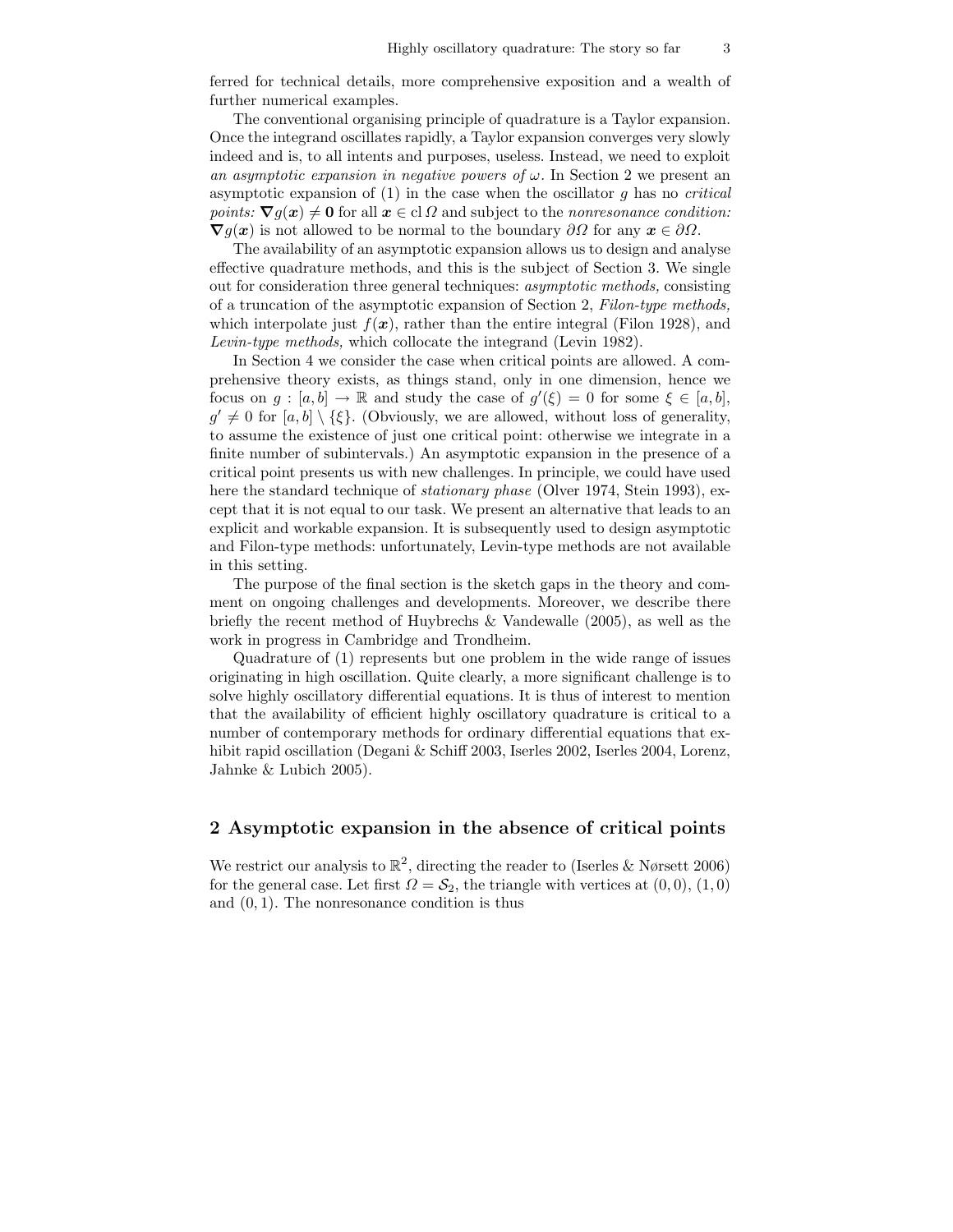ferred for technical details, more comprehensive exposition and a wealth of further numerical examples.

The conventional organising principle of quadrature is a Taylor expansion. Once the integrand oscillates rapidly, a Taylor expansion converges very slowly indeed and is, to all intents and purposes, useless. Instead, we need to exploit *an asymptotic expansion in negative powers of* $\omega$. In Section 2 we present an asymptotic expansion of (1) in the case when the oscillator $g$ has no *critical points:* $\boldsymbol{\nabla} g(\boldsymbol{x}) \neq \boldsymbol{0}$ for all $\boldsymbol{x} \in \mathrm{cl}\, \Omega$ and subject to the *nonresonance condition:* $\boldsymbol{\nabla} g(\boldsymbol{x})$ is not allowed to be normal to the boundary $\partial\Omega$ for any $\boldsymbol{x} \in \partial\Omega$.

The availability of an asymptotic expansion allows us to design and analyse effective quadrature methods, and this is the subject of Section 3. We single out for consideration three general techniques: *asymptotic methods,* consisting of a truncation of the asymptotic expansion of Section 2, *Filon-type methods,* which interpolate just $f(\boldsymbol{x})$, rather than the entire integral (Filon 1928), and *Levin-type methods,* which collocate the integrand (Levin 1982).

In Section 4 we consider the case when critical points are allowed. A comprehensive theory exists, as things stand, only in one dimension, hence we focus on $g : [a, b] \to \mathbb{R}$ and study the case of $g'(\xi) = 0$ for some $\xi \in [a, b]$, $g' \neq 0$ for $[a, b] \setminus \{\xi\}$. (Obviously, we are allowed, without loss of generality, to assume the existence of just one critical point: otherwise we integrate in a finite number of subintervals.) An asymptotic expansion in the presence of a critical point presents us with new challenges. In principle, we could have used here the standard technique of *stationary phase* (Olver 1974, Stein 1993), except that it is not equal to our task. We present an alternative that leads to an explicit and workable expansion. It is subsequently used to design asymptotic and Filon-type methods: unfortunately, Levin-type methods are not available in this setting.

The purpose of the final section is the sketch gaps in the theory and comment on ongoing challenges and developments. Moreover, we describe there briefly the recent method of Huybrechs & Vandewalle (2005), as well as the work in progress in Cambridge and Trondheim.

Quadrature of (1) represents but one problem in the wide range of issues originating in high oscillation. Quite clearly, a more significant challenge is to solve highly oscillatory differential equations. It is thus of interest to mention that the availability of efficient highly oscillatory quadrature is critical to a number of contemporary methods for ordinary differential equations that exhibit rapid oscillation (Degani & Schiff 2003, Iserles 2002, Iserles 2004, Lorenz, Jahnke & Lubich 2005).

## 2 Asymptotic expansion in the absence of critical points

We restrict our analysis to $\mathbb{R}^2$, directing the reader to (Iserles & Nørsett 2006) for the general case. Let first $\Omega = \mathcal{S}_2$, the triangle with vertices at $(0, 0)$, $(1, 0)$ and $(0, 1)$. The nonresonance condition is thus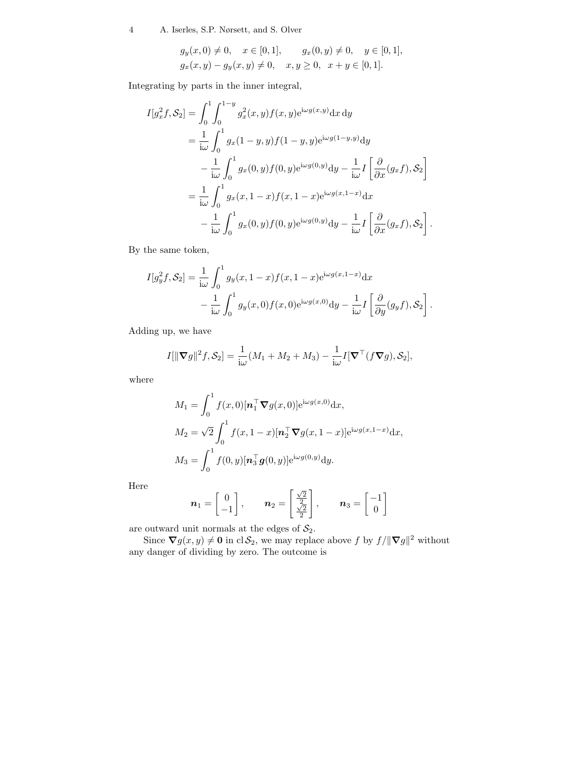$$
\begin{aligned}
&g_y(x,0) \neq 0, \quad x \in [0,1], \qquad g_x(0,y) \neq 0, \quad y \in [0,1], \\
&g_x(x,y) - g_y(x,y) \neq 0, \quad x, y \geq 0, \ \ x+y \in [0,1].
\end{aligned}
$$

Integrating by parts in the inner integral,

$$
\begin{aligned}
I[g_x^2 f, \mathcal{S}_2] &= \int_0^1 \int_0^{1-y} g_x^2(x,y) f(x,y) \mathrm{e}^{\mathrm{i}\omega g(x,y)} \mathrm{d}x\, \mathrm{d}y \\
&= \frac{1}{\mathrm{i}\omega} \int_0^1 g_x(1-y,y) f(1-y,y) \mathrm{e}^{\mathrm{i}\omega g(1-y,y)} \mathrm{d}y \\
&\quad - \frac{1}{\mathrm{i}\omega} \int_0^1 g_x(0,y) f(0,y) \mathrm{e}^{\mathrm{i}\omega g(0,y)} \mathrm{d}y - \frac{1}{\mathrm{i}\omega} I\left[\frac{\partial}{\partial x}(g_x f), \mathcal{S}_2\right] \\
&= \frac{1}{\mathrm{i}\omega} \int_0^1 g_x(x,1-x) f(x,1-x) \mathrm{e}^{\mathrm{i}\omega g(x,1-x)} \mathrm{d}x \\
&\quad - \frac{1}{\mathrm{i}\omega} \int_0^1 g_x(0,y) f(0,y) \mathrm{e}^{\mathrm{i}\omega g(0,y)} \mathrm{d}y - \frac{1}{\mathrm{i}\omega} I\left[\frac{\partial}{\partial x}(g_x f), \mathcal{S}_2\right].
\end{aligned}
$$

By the same token,

$$
\begin{aligned}
I[g_y^2 f, \mathcal{S}_2] &= \frac{1}{\mathrm{i}\omega} \int_0^1 g_y(x,1-x) f(x,1-x) \mathrm{e}^{\mathrm{i}\omega g(x,1-x)} \mathrm{d}x \\
&\quad - \frac{1}{\mathrm{i}\omega} \int_0^1 g_y(x,0) f(x,0) \mathrm{e}^{\mathrm{i}\omega g(x,0)} \mathrm{d}y - \frac{1}{\mathrm{i}\omega} I\left[\frac{\partial}{\partial y}(g_y f), \mathcal{S}_2\right].
\end{aligned}
$$

Adding up, we have

$$
I[\|\boldsymbol{\nabla} g\|^2 f, \mathcal{S}_2] = \frac{1}{\mathrm{i}\omega}(M_1 + M_2 + M_3) - \frac{1}{\mathrm{i}\omega} I[\boldsymbol{\nabla}^\top (f \boldsymbol{\nabla} g), \mathcal{S}_2],
$$

where

$$
\begin{aligned}
M_1 &= \int_0^1 f(x,0)[\boldsymbol{n}_1^\top \boldsymbol{\nabla} g(x,0)] \mathrm{e}^{\mathrm{i}\omega g(x,0)} \mathrm{d}x, \\
M_2 &= \sqrt{2} \int_0^1 f(x,1-x)[\boldsymbol{n}_2^\top \boldsymbol{\nabla} g(x,1-x)] \mathrm{e}^{\mathrm{i}\omega g(x,1-x)} \mathrm{d}x, \\
M_3 &= \int_0^1 f(0,y)[\boldsymbol{n}_3^\top \boldsymbol{g}(0,y)] \mathrm{e}^{\mathrm{i}\omega g(0,y)} \mathrm{d}y.
\end{aligned}
$$

Here

$$
\boldsymbol{n}_1 = \begin{bmatrix} 0 \\ -1 \end{bmatrix}, \qquad \boldsymbol{n}_2 = \begin{bmatrix} \frac{\sqrt{2}}{2} \\ \frac{\sqrt{2}}{2} \end{bmatrix}, \qquad \boldsymbol{n}_3 = \begin{bmatrix} -1 \\ 0 \end{bmatrix}
$$

are outward unit normals at the edges of $\mathcal{S}_2$.

Since $\boldsymbol{\nabla} g(x,y) \neq \mathbf{0}$ in $\operatorname{cl} \mathcal{S}_2$, we may replace above $f$ by $f/\|\boldsymbol{\nabla} g\|^2$ without any danger of dividing by zero. The outcome is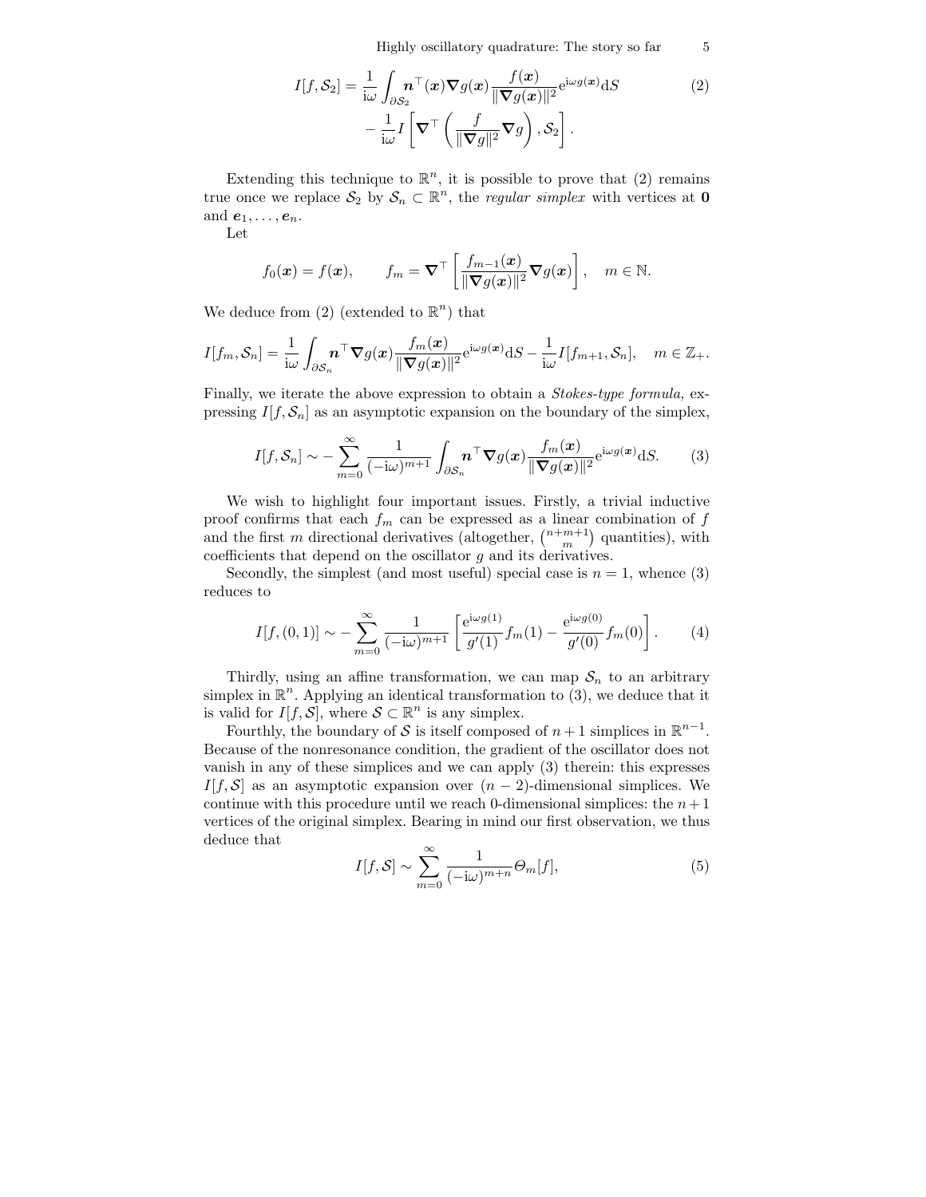$$I[f, \mathcal{S}_2] = \frac{1}{\mathrm{i}\omega} \int_{\partial \mathcal{S}_2} \boldsymbol{n}^\top(\boldsymbol{x}) \boldsymbol{\nabla} g(\boldsymbol{x}) \frac{f(\boldsymbol{x})}{\|\boldsymbol{\nabla} g(\boldsymbol{x})\|^2} \mathrm{e}^{\mathrm{i}\omega g(\boldsymbol{x})} \mathrm{d}S \qquad (2)$$
$$- \frac{1}{\mathrm{i}\omega} I \left[ \boldsymbol{\nabla}^\top \left( \frac{f}{\|\boldsymbol{\nabla} g\|^2} \boldsymbol{\nabla} g \right), \mathcal{S}_2 \right].$$

Extending this technique to $\mathbb{R}^n$, it is possible to prove that (2) remains true once we replace $\mathcal{S}_2$ by $\mathcal{S}_n \subset \mathbb{R}^n$, the *regular simplex* with vertices at $\mathbf{0}$ and $\boldsymbol{e}_1, \ldots, \boldsymbol{e}_n$.

Let

$$f_0(\boldsymbol{x}) = f(\boldsymbol{x}), \qquad f_m = \boldsymbol{\nabla}^\top \left[ \frac{f_{m-1}(\boldsymbol{x})}{\|\boldsymbol{\nabla} g(\boldsymbol{x})\|^2} \boldsymbol{\nabla} g(\boldsymbol{x}) \right], \quad m \in \mathbb{N}.$$

We deduce from (2) (extended to $\mathbb{R}^n$) that

$$I[f_m, \mathcal{S}_n] = \frac{1}{\mathrm{i}\omega} \int_{\partial \mathcal{S}_n} \boldsymbol{n}^\top \boldsymbol{\nabla} g(\boldsymbol{x}) \frac{f_m(\boldsymbol{x})}{\|\boldsymbol{\nabla} g(\boldsymbol{x})\|^2} \mathrm{e}^{\mathrm{i}\omega g(\boldsymbol{x})} \mathrm{d}S - \frac{1}{\mathrm{i}\omega} I[f_{m+1}, \mathcal{S}_n], \quad m \in \mathbb{Z}_+.$$

Finally, we iterate the above expression to obtain a *Stokes-type formula,* expressing $I[f, \mathcal{S}_n]$ as an asymptotic expansion on the boundary of the simplex,

$$I[f, \mathcal{S}_n] \sim - \sum_{m=0}^{\infty} \frac{1}{(-\mathrm{i}\omega)^{m+1}} \int_{\partial \mathcal{S}_n} \boldsymbol{n}^\top \boldsymbol{\nabla} g(\boldsymbol{x}) \frac{f_m(\boldsymbol{x})}{\|\boldsymbol{\nabla} g(\boldsymbol{x})\|^2} \mathrm{e}^{\mathrm{i}\omega g(\boldsymbol{x})} \mathrm{d}S. \qquad (3)$$

We wish to highlight four important issues. Firstly, a trivial inductive proof confirms that each $f_m$ can be expressed as a linear combination of $f$ and the first $m$ directional derivatives (altogether, $\binom{n+m+1}{m}$ quantities), with coefficients that depend on the oscillator $g$ and its derivatives.

Secondly, the simplest (and most useful) special case is $n = 1$, whence (3) reduces to

$$I[f, (0, 1)] \sim - \sum_{m=0}^{\infty} \frac{1}{(-\mathrm{i}\omega)^{m+1}} \left[ \frac{\mathrm{e}^{\mathrm{i}\omega g(1)}}{g'(1)} f_m(1) - \frac{\mathrm{e}^{\mathrm{i}\omega g(0)}}{g'(0)} f_m(0) \right]. \qquad (4)$$

Thirdly, using an affine transformation, we can map $\mathcal{S}_n$ to an arbitrary simplex in $\mathbb{R}^n$. Applying an identical transformation to (3), we deduce that it is valid for $I[f, \mathcal{S}]$, where $\mathcal{S} \subset \mathbb{R}^n$ is any simplex.

Fourthly, the boundary of $\mathcal{S}$ is itself composed of $n+1$ simplices in $\mathbb{R}^{n-1}$. Because of the nonresonance condition, the gradient of the oscillator does not vanish in any of these simplices and we can apply (3) therein: this expresses $I[f, \mathcal{S}]$ as an asymptotic expansion over $(n-2)$-dimensional simplices. We continue with this procedure until we reach 0-dimensional simplices: the $n+1$ vertices of the original simplex. Bearing in mind our first observation, we thus deduce that

$$I[f, \mathcal{S}] \sim \sum_{m=0}^{\infty} \frac{1}{(-\mathrm{i}\omega)^{m+n}} \Theta_m[f], \qquad (5)$$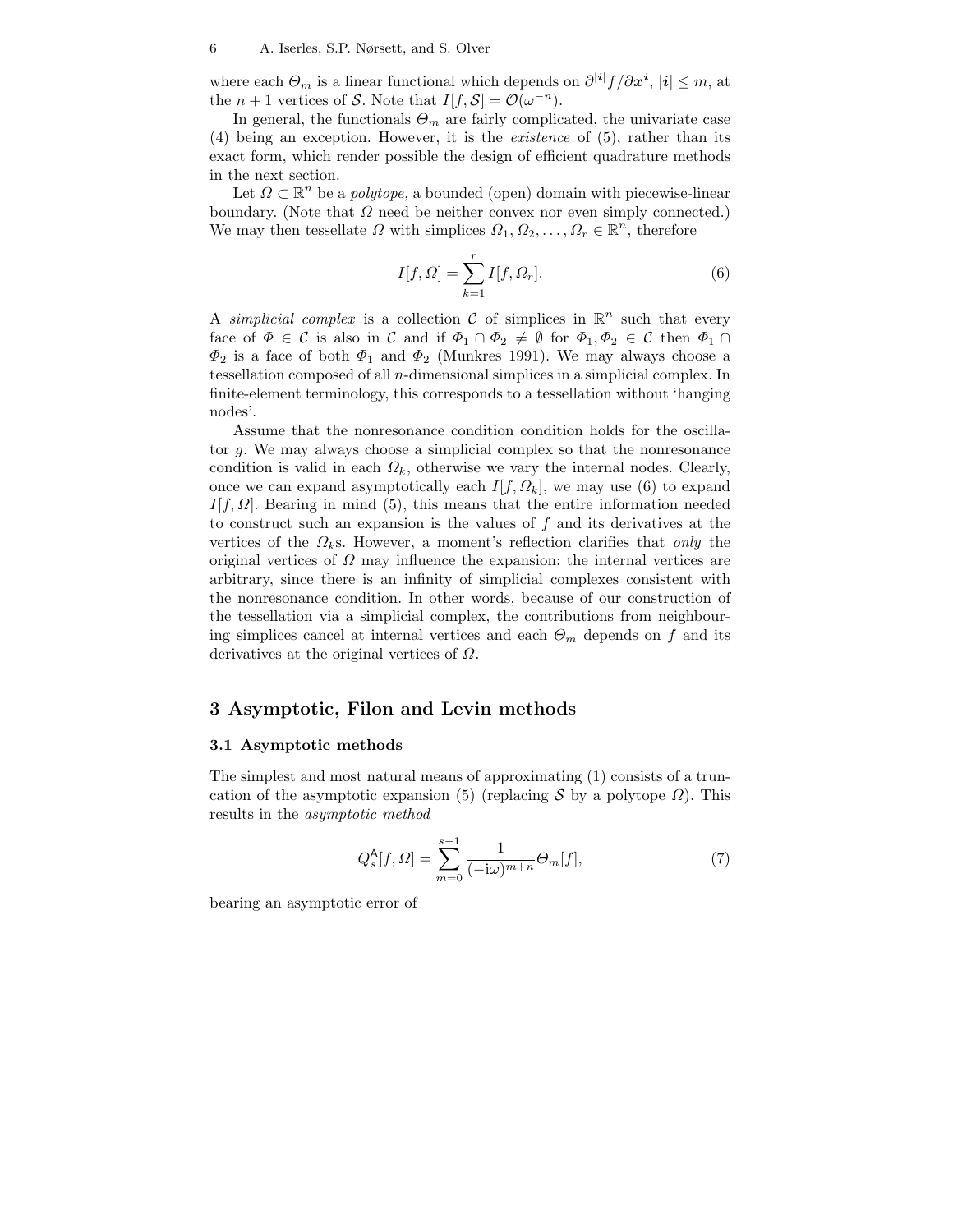where each $\mathit{\Theta}_m$ is a linear functional which depends on $\partial^{|\boldsymbol{i}|} f / \partial \boldsymbol{x}^{\boldsymbol{i}}$, $|\boldsymbol{i}| \le m$, at the $n+1$ vertices of $\mathcal{S}$. Note that $I[f, \mathcal{S}] = \mathcal{O}(\omega^{-n})$.

In general, the functionals $\mathit{\Theta}_m$ are fairly complicated, the univariate case (4) being an exception. However, it is the *existence* of (5), rather than its exact form, which render possible the design of efficient quadrature methods in the next section.

Let $\mathit{\Omega} \subset \mathbb{R}^n$ be a *polytope,* a bounded (open) domain with piecewise-linear boundary. (Note that $\mathit{\Omega}$ need be neither convex nor even simply connected.) We may then tessellate $\mathit{\Omega}$ with simplices $\mathit{\Omega}_1, \mathit{\Omega}_2, \ldots, \mathit{\Omega}_r \in \mathbb{R}^n$, therefore

$$I[f, \mathit{\Omega}] = \sum_{k=1}^{r} I[f, \mathit{\Omega}_r]. \tag{6}$$

A *simplicial complex* is a collection $\mathcal{C}$ of simplices in $\mathbb{R}^n$ such that every face of $\mathit{\Phi} \in \mathcal{C}$ is also in $\mathcal{C}$ and if $\mathit{\Phi}_1 \cap \mathit{\Phi}_2 \neq \emptyset$ for $\mathit{\Phi}_1, \mathit{\Phi}_2 \in \mathcal{C}$ then $\mathit{\Phi}_1 \cap \mathit{\Phi}_2$ is a face of both $\mathit{\Phi}_1$ and $\mathit{\Phi}_2$ (Munkres 1991). We may always choose a tessellation composed of all $n$-dimensional simplices in a simplicial complex. In finite-element terminology, this corresponds to a tessellation without 'hanging nodes'.

Assume that the nonresonance condition condition holds for the oscillator $g$. We may always choose a simplicial complex so that the nonresonance condition is valid in each $\mathit{\Omega}_k$, otherwise we vary the internal nodes. Clearly, once we can expand asymptotically each $I[f, \mathit{\Omega}_k]$, we may use (6) to expand $I[f, \mathit{\Omega}]$. Bearing in mind (5), this means that the entire information needed to construct such an expansion is the values of $f$ and its derivatives at the vertices of the $\mathit{\Omega}_k$s. However, a moment's reflection clarifies that *only* the original vertices of $\mathit{\Omega}$ may influence the expansion: the internal vertices are arbitrary, since there is an infinity of simplicial complexes consistent with the nonresonance condition. In other words, because of our construction of the tessellation via a simplicial complex, the contributions from neighbouring simplices cancel at internal vertices and each $\mathit{\Theta}_m$ depends on $f$ and its derivatives at the original vertices of $\mathit{\Omega}$.

## 3 Asymptotic, Filon and Levin methods

### 3.1 Asymptotic methods

The simplest and most natural means of approximating (1) consists of a truncation of the asymptotic expansion (5) (replacing $\mathcal{S}$ by a polytope $\mathit{\Omega}$). This results in the *asymptotic method*

$$Q_s^{\mathsf{A}}[f, \mathit{\Omega}] = \sum_{m=0}^{s-1} \frac{1}{(-\mathrm{i}\omega)^{m+n}} \mathit{\Theta}_m[f], \tag{7}$$

bearing an asymptotic error of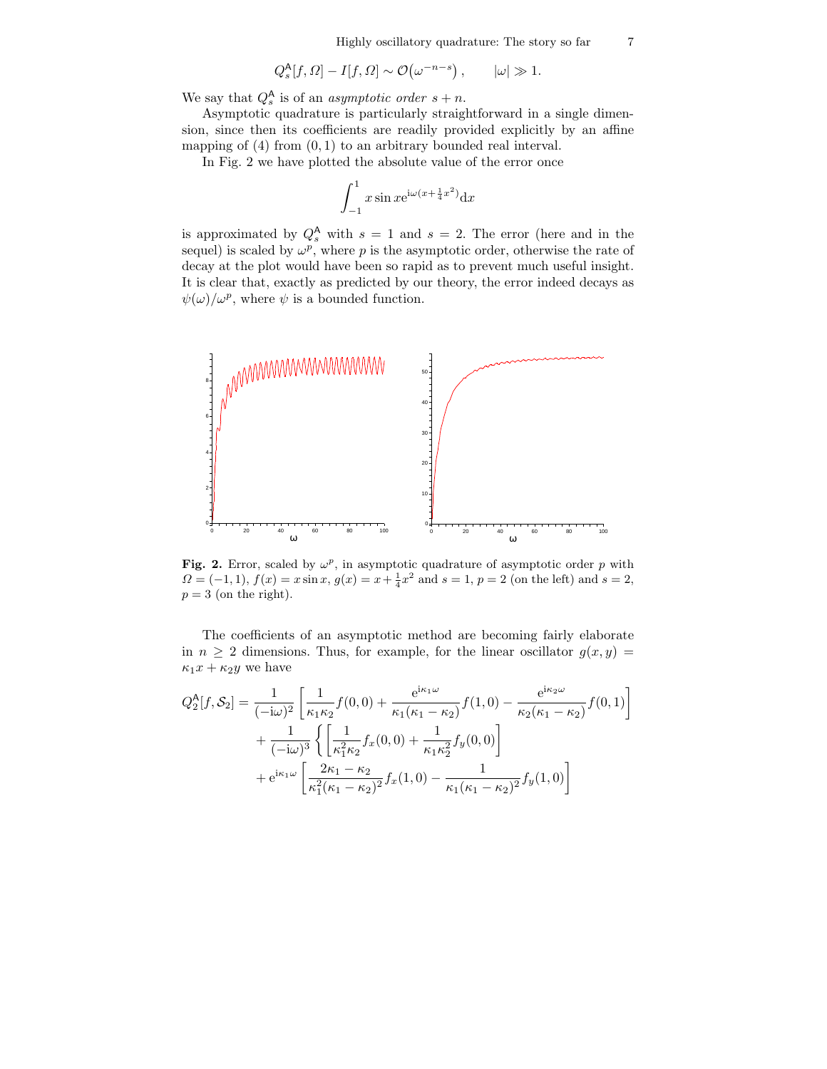$$Q_s^{\mathsf{A}}[f,\Omega] - I[f,\Omega] \sim \mathcal{O}\big(\omega^{-n-s}\big)\,, \qquad |\omega| \gg 1.$$

We say that $Q_s^{\mathsf{A}}$ is of an *asymptotic order* $s+n$.

Asymptotic quadrature is particularly straightforward in a single dimension, since then its coefficients are readily provided explicitly by an affine mapping of (4) from $(0,1)$ to an arbitrary bounded real interval.

In Fig. 2 we have plotted the absolute value of the error once

$$\int_{-1}^{1} x \sin x \mathrm{e}^{\mathrm{i}\omega(x+\frac{1}{4}x^2)} \mathrm{d}x$$

is approximated by $Q_s^{\mathsf{A}}$ with $s=1$ and $s=2$. The error (here and in the sequel) is scaled by $\omega^p$, where $p$ is the asymptotic order, otherwise the rate of decay at the plot would have been so rapid as to prevent much useful insight. It is clear that, exactly as predicted by our theory, the error indeed decays as $\psi(\omega)/\omega^p$, where $\psi$ is a bounded function.

**Fig. 2.** Error, scaled by $\omega^p$, in asymptotic quadrature of asymptotic order $p$ with $\Omega=(-1,1)$, $f(x)=x\sin x$, $g(x)=x+\frac{1}{4}x^2$ and $s=1$, $p=2$ (on the left) and $s=2$, $p=3$ (on the right).

The coefficients of an asymptotic method are becoming fairly elaborate in $n\geq 2$ dimensions. Thus, for example, for the linear oscillator $g(x,y)=\kappa_1 x+\kappa_2 y$ we have

$$\begin{aligned}
Q_2^{\mathsf{A}}[f,\mathcal{S}_2] = {} & \frac{1}{(-\mathrm{i}\omega)^2}\left[\frac{1}{\kappa_1\kappa_2}f(0,0) + \frac{\mathrm{e}^{\mathrm{i}\kappa_1\omega}}{\kappa_1(\kappa_1-\kappa_2)}f(1,0) - \frac{\mathrm{e}^{\mathrm{i}\kappa_2\omega}}{\kappa_2(\kappa_1-\kappa_2)}f(0,1)\right] \\
& + \frac{1}{(-\mathrm{i}\omega)^3}\left\{\left[\frac{1}{\kappa_1^2\kappa_2}f_x(0,0) + \frac{1}{\kappa_1\kappa_2^2}f_y(0,0)\right]\right. \\
& + \mathrm{e}^{\mathrm{i}\kappa_1\omega}\left[\frac{2\kappa_1-\kappa_2}{\kappa_1^2(\kappa_1-\kappa_2)^2}f_x(1,0) - \frac{1}{\kappa_1(\kappa_1-\kappa_2)^2}f_y(1,0)\right]
\end{aligned}$$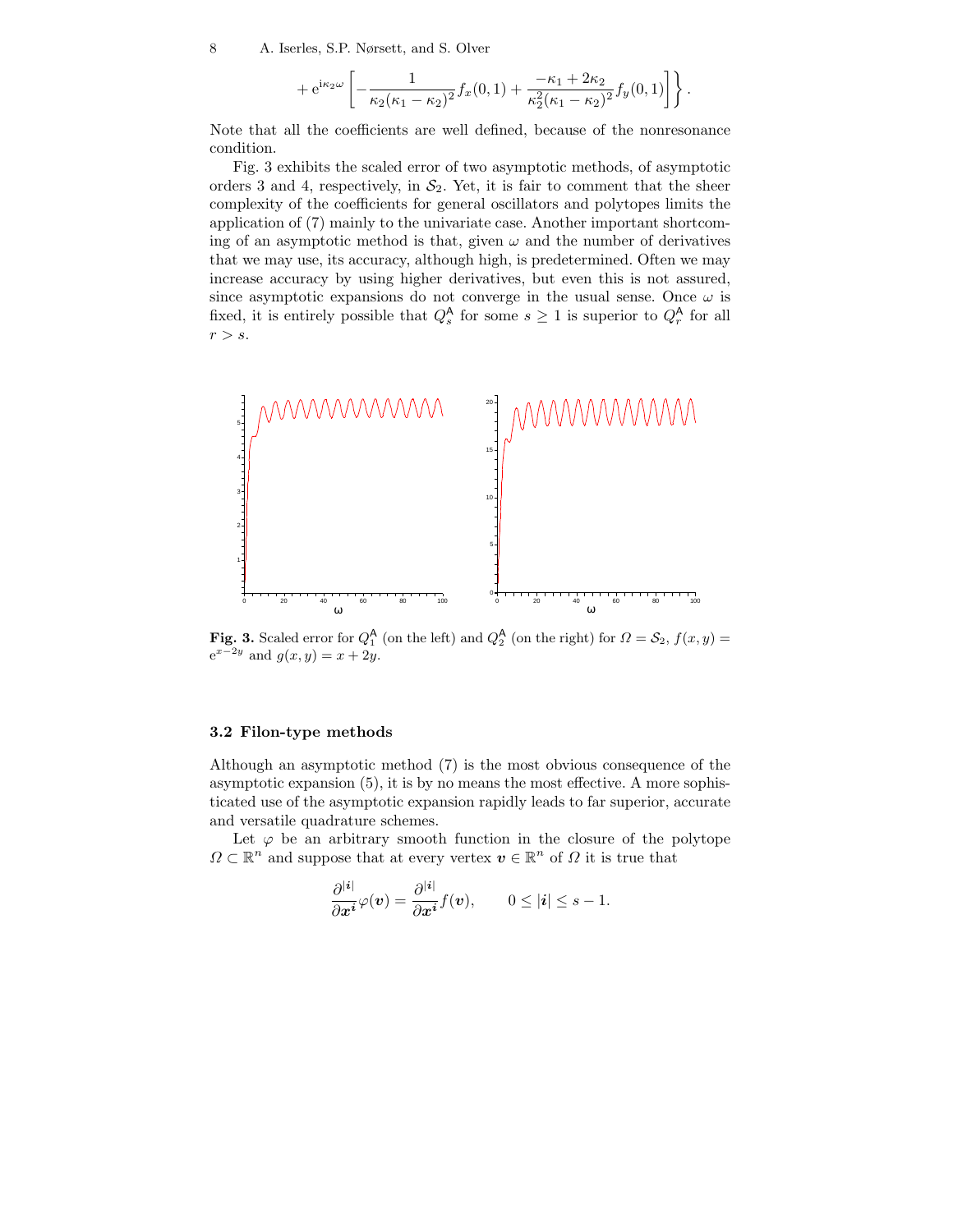$$+ \mathrm{e}^{\mathrm{i}\kappa_2\omega}\left[-\frac{1}{\kappa_2(\kappa_1-\kappa_2)^2}f_x(0,1)+\frac{-\kappa_1+2\kappa_2}{\kappa_2^2(\kappa_1-\kappa_2)^2}f_y(0,1)\right]\Bigg\}.$$

Note that all the coefficients are well defined, because of the nonresonance condition.

Fig. 3 exhibits the scaled error of two asymptotic methods, of asymptotic orders 3 and 4, respectively, in $\mathcal{S}_2$. Yet, it is fair to comment that the sheer complexity of the coefficients for general oscillators and polytopes limits the application of (7) mainly to the univariate case. Another important shortcoming of an asymptotic method is that, given $\omega$ and the number of derivatives that we may use, its accuracy, although high, is predetermined. Often we may increase accuracy by using higher derivatives, but even this is not assured, since asymptotic expansions do not converge in the usual sense. Once $\omega$ is fixed, it is entirely possible that $Q_s^{\mathsf{A}}$ for some $s \geq 1$ is superior to $Q_r^{\mathsf{A}}$ for all $r > s$.

**Fig. 3.** Scaled error for $Q_1^{\mathsf{A}}$ (on the left) and $Q_2^{\mathsf{A}}$ (on the right) for $\Omega = \mathcal{S}_2$, $f(x,y) = \mathrm{e}^{x-2y}$ and $g(x,y) = x + 2y$.

### 3.2 Filon-type methods

Although an asymptotic method (7) is the most obvious consequence of the asymptotic expansion (5), it is by no means the most effective. A more sophisticated use of the asymptotic expansion rapidly leads to far superior, accurate and versatile quadrature schemes.

Let $\varphi$ be an arbitrary smooth function in the closure of the polytope $\Omega \subset \mathbb{R}^n$ and suppose that at every vertex $\boldsymbol{v} \in \mathbb{R}^n$ of $\Omega$ it is true that

$$\frac{\partial^{|\boldsymbol{i}|}}{\partial \boldsymbol{x}^{\boldsymbol{i}}}\varphi(\boldsymbol{v}) = \frac{\partial^{|\boldsymbol{i}|}}{\partial \boldsymbol{x}^{\boldsymbol{i}}}f(\boldsymbol{v}), \qquad 0 \leq |\boldsymbol{i}| \leq s-1.$$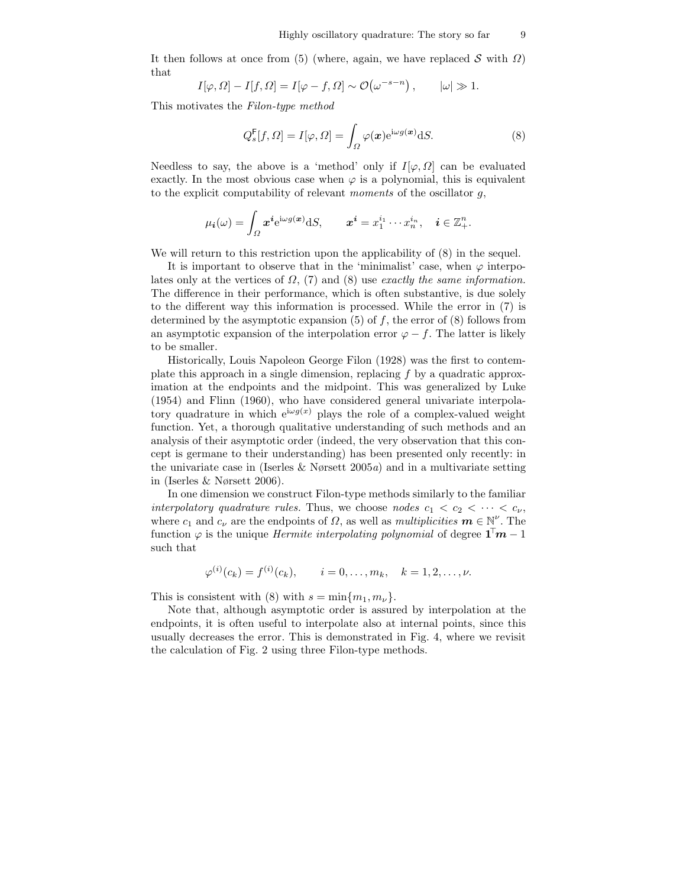It then follows at once from (5) (where, again, we have replaced $\mathcal{S}$ with $\Omega$) that

$$I[\varphi,\Omega] - I[f,\Omega] = I[\varphi - f,\Omega] \sim \mathcal{O}\big(\omega^{-s-n}\big), \qquad |\omega| \gg 1.$$

This motivates the *Filon-type method*

$$Q^{\mathsf{F}}_s[f,\Omega] = I[\varphi,\Omega] = \int_\Omega \varphi(\boldsymbol{x})\mathrm{e}^{\mathrm{i}\omega g(\boldsymbol{x})}\mathrm{d}S. \tag{8}$$

Needless to say, the above is a 'method' only if $I[\varphi,\Omega]$ can be evaluated exactly. In the most obvious case when $\varphi$ is a polynomial, this is equivalent to the explicit computability of relevant *moments* of the oscillator $g$,

$$\mu_{\boldsymbol{i}}(\omega) = \int_\Omega \boldsymbol{x}^{\boldsymbol{i}}\mathrm{e}^{\mathrm{i}\omega g(\boldsymbol{x})}\mathrm{d}S, \qquad \boldsymbol{x}^{\boldsymbol{i}} = x_1^{i_1}\cdots x_n^{i_n}, \quad \boldsymbol{i}\in\mathbb{Z}^n_+.$$

We will return to this restriction upon the applicability of (8) in the sequel.

It is important to observe that in the 'minimalist' case, when $\varphi$ interpolates only at the vertices of $\Omega$, (7) and (8) use *exactly the same information.* The difference in their performance, which is often substantive, is due solely to the different way this information is processed. While the error in (7) is determined by the asymptotic expansion (5) of $f$, the error of (8) follows from an asymptotic expansion of the interpolation error $\varphi - f$. The latter is likely to be smaller.

Historically, Louis Napoleon George Filon (1928) was the first to contemplate this approach in a single dimension, replacing $f$ by a quadratic approximation at the endpoints and the midpoint. This was generalized by Luke (1954) and Flinn (1960), who have considered general univariate interpolatory quadrature in which $\mathrm{e}^{\mathrm{i}\omega g(x)}$ plays the role of a complex-valued weight function. Yet, a thorough qualitative understanding of such methods and an analysis of their asymptotic order (indeed, the very observation that this concept is germane to their understanding) has been presented only recently: in the univariate case in (Iserles & Nørsett 2005*a*) and in a multivariate setting in (Iserles & Nørsett 2006).

In one dimension we construct Filon-type methods similarly to the familiar *interpolatory quadrature rules.* Thus, we choose *nodes* $c_1 < c_2 < \cdots < c_\nu$, where $c_1$ and $c_\nu$ are the endpoints of $\Omega$, as well as *multiplicities* $\boldsymbol{m}\in\mathbb{N}^\nu$. The function $\varphi$ is the unique *Hermite interpolating polynomial* of degree $\boldsymbol{1}^\top\boldsymbol{m}-1$ such that

$$\varphi^{(i)}(c_k) = f^{(i)}(c_k), \qquad i = 0,\ldots,m_k, \quad k = 1,2,\ldots,\nu.$$

This is consistent with (8) with $s = \min\{m_1, m_\nu\}$.

Note that, although asymptotic order is assured by interpolation at the endpoints, it is often useful to interpolate also at internal points, since this usually decreases the error. This is demonstrated in Fig. 4, where we revisit the calculation of Fig. 2 using three Filon-type methods.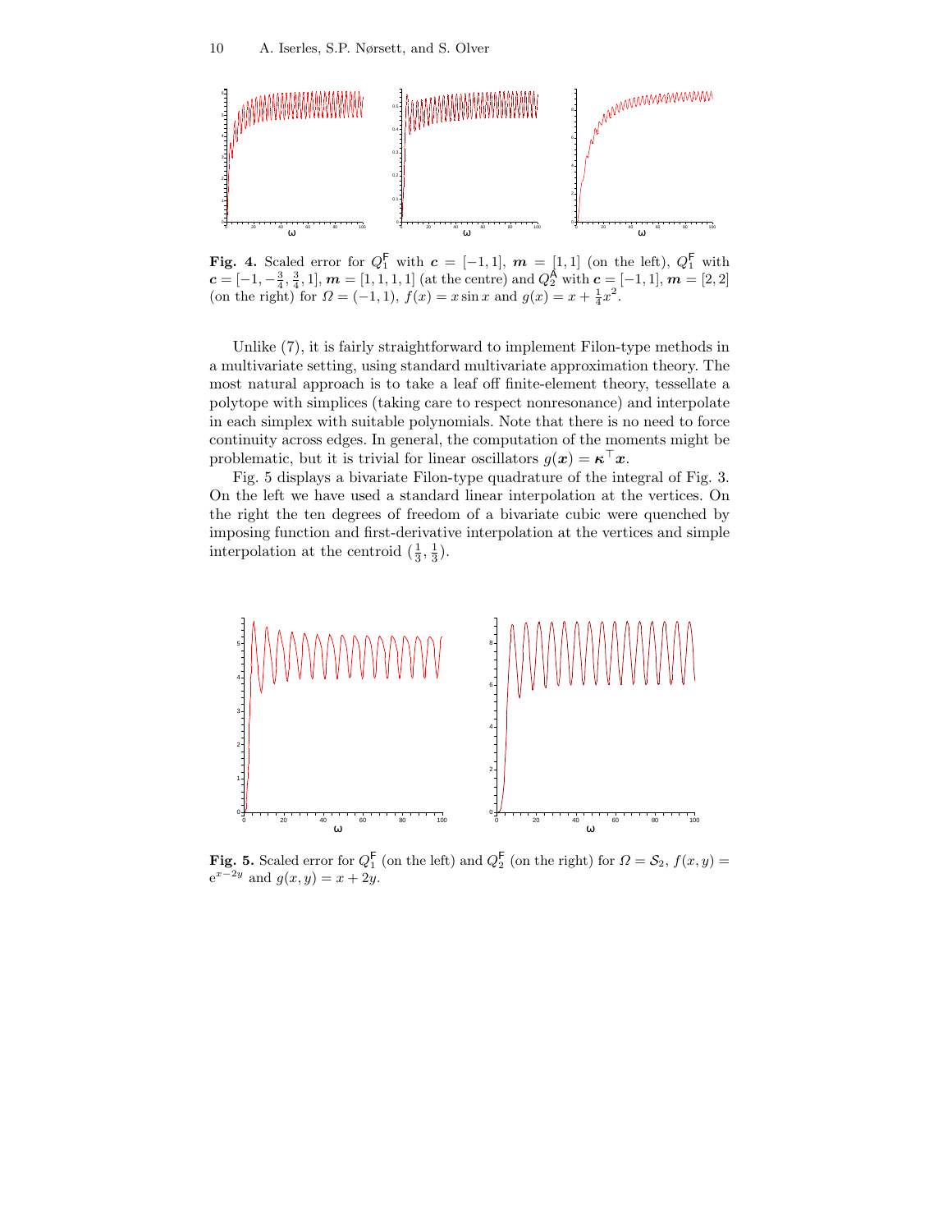**Fig. 4.** Scaled error for $Q_1^{\mathsf{F}}$ with $\boldsymbol{c} = [-1, 1]$, $\boldsymbol{m} = [1, 1]$ (on the left), $Q_1^{\mathsf{F}}$ with $\boldsymbol{c} = [-1, -\frac{3}{4}, \frac{3}{4}, 1]$, $\boldsymbol{m} = [1, 1, 1, 1]$ (at the centre) and $Q_2^{\mathsf{A}}$ with $\boldsymbol{c} = [-1, 1]$, $\boldsymbol{m} = [2, 2]$ (on the right) for $\Omega = (-1, 1)$, $f(x) = x \sin x$ and $g(x) = x + \frac{1}{4}x^2$.

Unlike (7), it is fairly straightforward to implement Filon-type methods in a multivariate setting, using standard multivariate approximation theory. The most natural approach is to take a leaf off finite-element theory, tessellate a polytope with simplices (taking care to respect nonresonance) and interpolate in each simplex with suitable polynomials. Note that there is no need to force continuity across edges. In general, the computation of the moments might be problematic, but it is trivial for linear oscillators $g(\boldsymbol{x}) = \boldsymbol{\kappa}^\top \boldsymbol{x}$.

Fig. 5 displays a bivariate Filon-type quadrature of the integral of Fig. 3. On the left we have used a standard linear interpolation at the vertices. On the right the ten degrees of freedom of a bivariate cubic were quenched by imposing function and first-derivative interpolation at the vertices and simple interpolation at the centroid $(\frac{1}{3}, \frac{1}{3})$.

**Fig. 5.** Scaled error for $Q_1^{\mathsf{F}}$ (on the left) and $Q_2^{\mathsf{F}}$ (on the right) for $\Omega = \mathcal{S}_2$, $f(x, y) = \mathrm{e}^{x-2y}$ and $g(x, y) = x + 2y$.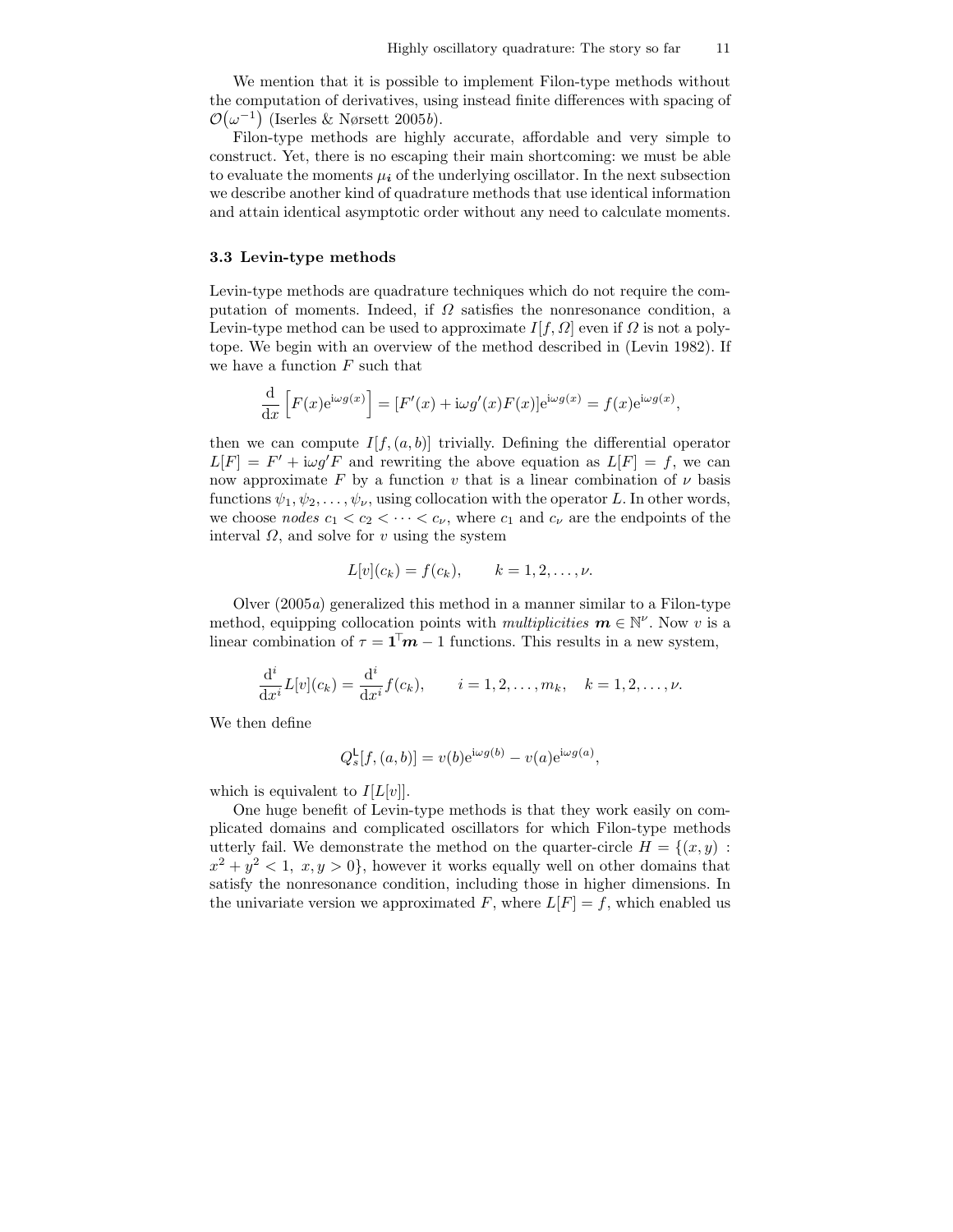We mention that it is possible to implement Filon-type methods without the computation of derivatives, using instead finite differences with spacing of $\mathcal{O}(\omega^{-1})$ (Iserles & Nørsett 2005*b*).

Filon-type methods are highly accurate, affordable and very simple to construct. Yet, there is no escaping their main shortcoming: we must be able to evaluate the moments $\mu_{\boldsymbol{i}}$ of the underlying oscillator. In the next subsection we describe another kind of quadrature methods that use identical information and attain identical asymptotic order without any need to calculate moments.

### 3.3 Levin-type methods

Levin-type methods are quadrature techniques which do not require the computation of moments. Indeed, if $\Omega$ satisfies the nonresonance condition, a Levin-type method can be used to approximate $I[f,\Omega]$ even if $\Omega$ is not a polytope. We begin with an overview of the method described in (Levin 1982). If we have a function $F$ such that

$$\frac{\mathrm{d}}{\mathrm{d}x}\left[F(x)\mathrm{e}^{\mathrm{i}\omega g(x)}\right] = [F'(x) + \mathrm{i}\omega g'(x)F(x)]\mathrm{e}^{\mathrm{i}\omega g(x)} = f(x)\mathrm{e}^{\mathrm{i}\omega g(x)},$$

then we can compute $I[f,(a,b)]$ trivially. Defining the differential operator $L[F] = F' + \mathrm{i}\omega g' F$ and rewriting the above equation as $L[F] = f$, we can now approximate $F$ by a function $v$ that is a linear combination of $\nu$ basis functions $\psi_1, \psi_2, \ldots, \psi_\nu$, using collocation with the operator $L$. In other words, we choose *nodes* $c_1 < c_2 < \cdots < c_\nu$, where $c_1$ and $c_\nu$ are the endpoints of the interval $\Omega$, and solve for $v$ using the system

$$L[v](c_k) = f(c_k), \qquad k = 1, 2, \ldots, \nu.$$

Olver (2005*a*) generalized this method in a manner similar to a Filon-type method, equipping collocation points with *multiplicities* $\boldsymbol{m} \in \mathbb{N}^\nu$. Now $v$ is a linear combination of $\tau = \mathbf{1}^\top \boldsymbol{m} - 1$ functions. This results in a new system,

$$\frac{\mathrm{d}^i}{\mathrm{d}x^i} L[v](c_k) = \frac{\mathrm{d}^i}{\mathrm{d}x^i} f(c_k), \qquad i = 1, 2, \ldots, m_k, \quad k = 1, 2, \ldots, \nu.$$

We then define

$$Q_s^{\mathsf{L}}[f,(a,b)] = v(b)\mathrm{e}^{\mathrm{i}\omega g(b)} - v(a)\mathrm{e}^{\mathrm{i}\omega g(a)},$$

which is equivalent to $I[L[v]]$.

One huge benefit of Levin-type methods is that they work easily on complicated domains and complicated oscillators for which Filon-type methods utterly fail. We demonstrate the method on the quarter-circle $H = \{(x,y) : x^2 + y^2 < 1,\ x, y > 0\}$, however it works equally well on other domains that satisfy the nonresonance condition, including those in higher dimensions. In the univariate version we approximated $F$, where $L[F] = f$, which enabled us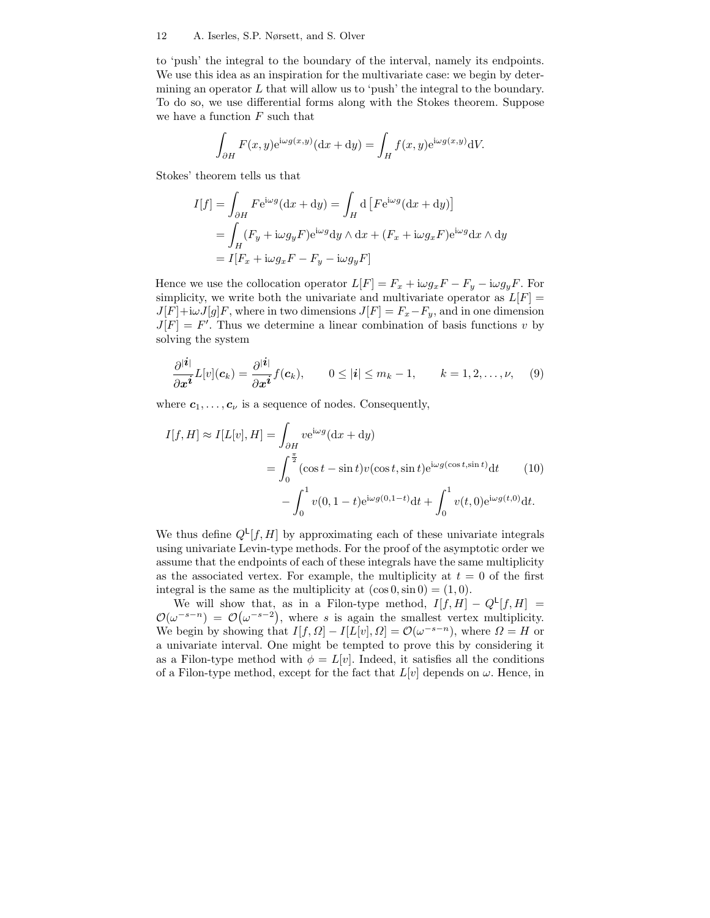to 'push' the integral to the boundary of the interval, namely its endpoints. We use this idea as an inspiration for the multivariate case: we begin by determining an operator $L$ that will allow us to 'push' the integral to the boundary. To do so, we use differential forms along with the Stokes theorem. Suppose we have a function $F$ such that

$$\int_{\partial H} F(x,y)\mathrm{e}^{\mathrm{i}\omega g(x,y)}(\mathrm{d}x + \mathrm{d}y) = \int_H f(x,y)\mathrm{e}^{\mathrm{i}\omega g(x,y)}\mathrm{d}V.$$

Stokes' theorem tells us that

$$\begin{aligned}
I[f] &= \int_{\partial H} F\mathrm{e}^{\mathrm{i}\omega g}(\mathrm{d}x + \mathrm{d}y) = \int_H \mathrm{d}\left[F\mathrm{e}^{\mathrm{i}\omega g}(\mathrm{d}x + \mathrm{d}y)\right] \\
&= \int_H (F_y + \mathrm{i}\omega g_y F)\mathrm{e}^{\mathrm{i}\omega g}\mathrm{d}y \wedge \mathrm{d}x + (F_x + \mathrm{i}\omega g_x F)\mathrm{e}^{\mathrm{i}\omega g}\mathrm{d}x \wedge \mathrm{d}y \\
&= I[F_x + \mathrm{i}\omega g_x F - F_y - \mathrm{i}\omega g_y F]
\end{aligned}$$

Hence we use the collocation operator $L[F] = F_x + \mathrm{i}\omega g_x F - F_y - \mathrm{i}\omega g_y F$. For simplicity, we write both the univariate and multivariate operator as $L[F] = J[F] + \mathrm{i}\omega J[g]F$, where in two dimensions $J[F] = F_x - F_y$, and in one dimension $J[F] = F'$. Thus we determine a linear combination of basis functions $v$ by solving the system

$$\frac{\partial^{|\boldsymbol{i}|}}{\partial \boldsymbol{x}^{\boldsymbol{i}}} L[v](\boldsymbol{c}_k) = \frac{\partial^{|\boldsymbol{i}|}}{\partial \boldsymbol{x}^{\boldsymbol{i}}} f(\boldsymbol{c}_k), \qquad 0 \le |\boldsymbol{i}| \le m_k - 1, \qquad k = 1, 2, \ldots, \nu, \tag{9}$$

where $\boldsymbol{c}_1, \ldots, \boldsymbol{c}_\nu$ is a sequence of nodes. Consequently,

$$\begin{aligned}
I[f,H] \approx I[L[v],H] &= \int_{\partial H} v\mathrm{e}^{\mathrm{i}\omega g}(\mathrm{d}x + \mathrm{d}y) \\
&= \int_0^{\frac{\pi}{2}} (\cos t - \sin t) v(\cos t, \sin t)\mathrm{e}^{\mathrm{i}\omega g(\cos t, \sin t)}\mathrm{d}t \\
&\quad - \int_0^1 v(0, 1-t)\mathrm{e}^{\mathrm{i}\omega g(0,1-t)}\mathrm{d}t + \int_0^1 v(t,0)\mathrm{e}^{\mathrm{i}\omega g(t,0)}\mathrm{d}t.
\end{aligned} \tag{10}$$

We thus define $Q^{\mathsf{L}}[f,H]$ by approximating each of these univariate integrals using univariate Levin-type methods. For the proof of the asymptotic order we assume that the endpoints of each of these integrals have the same multiplicity as the associated vertex. For example, the multiplicity at $t = 0$ of the first integral is the same as the multiplicity at $(\cos 0, \sin 0) = (1, 0)$.

We will show that, as in a Filon-type method, $I[f,H] - Q^{\mathsf{L}}[f,H] = \mathcal{O}(\omega^{-s-n}) = \mathcal{O}(\omega^{-s-2})$, where $s$ is again the smallest vertex multiplicity. We begin by showing that $I[f,\Omega] - I[L[v],\Omega] = \mathcal{O}(\omega^{-s-n})$, where $\Omega = H$ or a univariate interval. One might be tempted to prove this by considering it as a Filon-type method with $\phi = L[v]$. Indeed, it satisfies all the conditions of a Filon-type method, except for the fact that $L[v]$ depends on $\omega$. Hence, in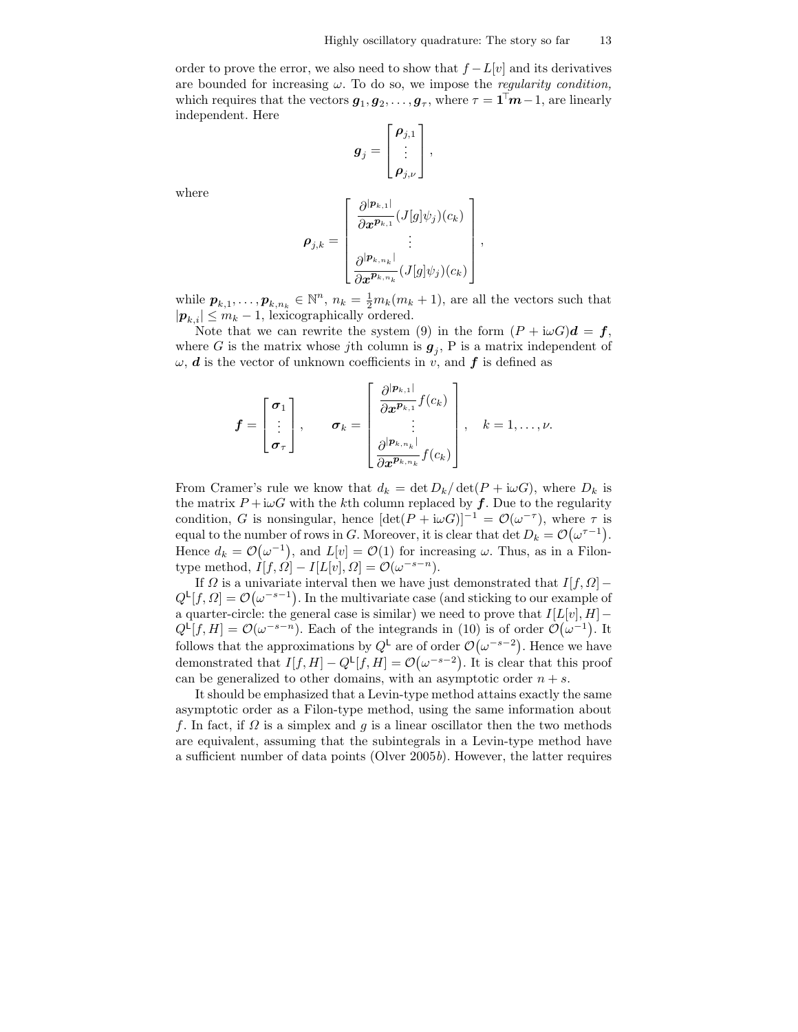order to prove the error, we also need to show that $f - L[v]$ and its derivatives are bounded for increasing $\omega$. To do so, we impose the *regularity condition*, which requires that the vectors $\boldsymbol{g}_1, \boldsymbol{g}_2, \ldots, \boldsymbol{g}_\tau$, where $\tau = \boldsymbol{1}^\top \boldsymbol{m} - 1$, are linearly independent. Here

$$\boldsymbol{g}_j = \begin{bmatrix} \boldsymbol{\rho}_{j,1} \\ \vdots \\ \boldsymbol{\rho}_{j,\nu} \end{bmatrix},$$

where

$$\boldsymbol{\rho}_{j,k} = \begin{bmatrix} \dfrac{\partial^{|\boldsymbol{p}_{k,1}|}}{\partial \boldsymbol{x}^{\boldsymbol{p}_{k,1}}} (J[g]\psi_j)(c_k) \\ \vdots \\ \dfrac{\partial^{|\boldsymbol{p}_{k,n_k}|}}{\partial \boldsymbol{x}^{\boldsymbol{p}_{k,n_k}}} (J[g]\psi_j)(c_k) \end{bmatrix},$$

while $\boldsymbol{p}_{k,1}, \ldots, \boldsymbol{p}_{k,n_k} \in \mathbb{N}^n$, $n_k = \frac{1}{2} m_k(m_k + 1)$, are all the vectors such that $|\boldsymbol{p}_{k,i}| \le m_k - 1$, lexicographically ordered.

Note that we can rewrite the system (9) in the form $(P + \mathrm{i}\omega G)\boldsymbol{d} = \boldsymbol{f}$, where $G$ is the matrix whose $j$th column is $\boldsymbol{g}_j$, P is a matrix independent of $\omega$, $\boldsymbol{d}$ is the vector of unknown coefficients in $v$, and $\boldsymbol{f}$ is defined as

$$\boldsymbol{f} = \begin{bmatrix} \boldsymbol{\sigma}_1 \\ \vdots \\ \boldsymbol{\sigma}_\tau \end{bmatrix}, \qquad \boldsymbol{\sigma}_k = \begin{bmatrix} \dfrac{\partial^{|\boldsymbol{p}_{k,1}|}}{\partial \boldsymbol{x}^{\boldsymbol{p}_{k,1}}} f(c_k) \\ \vdots \\ \dfrac{\partial^{|\boldsymbol{p}_{k,n_k}|}}{\partial \boldsymbol{x}^{\boldsymbol{p}_{k,n_k}}} f(c_k) \end{bmatrix}, \quad k = 1, \ldots, \nu.$$

From Cramer's rule we know that $d_k = \det D_k / \det(P + \mathrm{i}\omega G)$, where $D_k$ is the matrix $P + \mathrm{i}\omega G$ with the $k$th column replaced by $\boldsymbol{f}$. Due to the regularity condition, $G$ is nonsingular, hence $[\det(P + \mathrm{i}\omega G)]^{-1} = \mathcal{O}(\omega^{-\tau})$, where $\tau$ is equal to the number of rows in $G$. Moreover, it is clear that $\det D_k = \mathcal{O}(\omega^{\tau - 1})$. Hence $d_k = \mathcal{O}(\omega^{-1})$, and $L[v] = \mathcal{O}(1)$ for increasing $\omega$. Thus, as in a Filon-type method, $I[f, \Omega] - I[L[v], \Omega] = \mathcal{O}(\omega^{-s-n})$.

If $\Omega$ is a univariate interval then we have just demonstrated that $I[f, \Omega] - Q^{\mathsf{L}}[f, \Omega] = \mathcal{O}(\omega^{-s-1})$. In the multivariate case (and sticking to our example of a quarter-circle: the general case is similar) we need to prove that $I[L[v], H] - Q^{\mathsf{L}}[f, H] = \mathcal{O}(\omega^{-s-n})$. Each of the integrands in (10) is of order $\mathcal{O}(\omega^{-1})$. It follows that the approximations by $Q^{\mathsf{L}}$ are of order $\mathcal{O}(\omega^{-s-2})$. Hence we have demonstrated that $I[f, H] - Q^{\mathsf{L}}[f, H] = \mathcal{O}(\omega^{-s-2})$. It is clear that this proof can be generalized to other domains, with an asymptotic order $n + s$.

It should be emphasized that a Levin-type method attains exactly the same asymptotic order as a Filon-type method, using the same information about $f$. In fact, if $\Omega$ is a simplex and $g$ is a linear oscillator then the two methods are equivalent, assuming that the subintegrals in a Levin-type method have a sufficient number of data points (Olver 2005*b*). However, the latter requires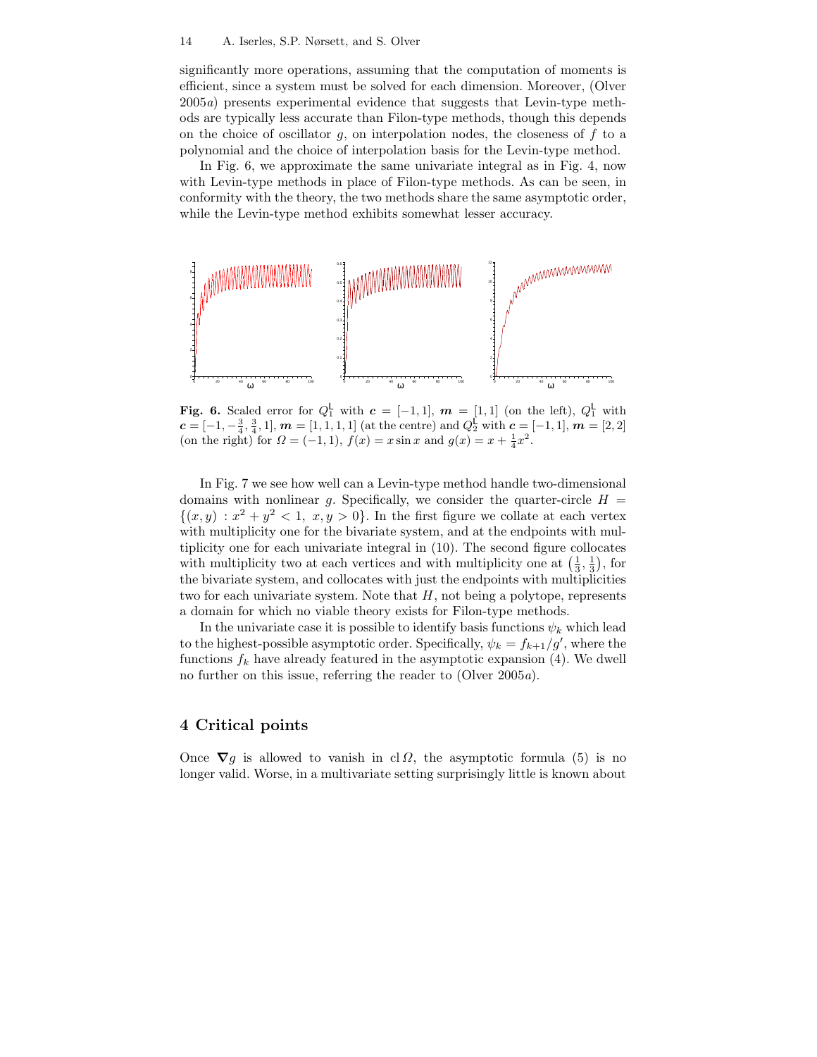significantly more operations, assuming that the computation of moments is efficient, since a system must be solved for each dimension. Moreover, (Olver 2005*a*) presents experimental evidence that suggests that Levin-type methods are typically less accurate than Filon-type methods, though this depends on the choice of oscillator $g$, on interpolation nodes, the closeness of $f$ to a polynomial and the choice of interpolation basis for the Levin-type method.

In Fig. 6, we approximate the same univariate integral as in Fig. 4, now with Levin-type methods in place of Filon-type methods. As can be seen, in conformity with the theory, the two methods share the same asymptotic order, while the Levin-type method exhibits somewhat lesser accuracy.

**Fig. 6.** Scaled error for $Q_1^{\mathsf{L}}$ with $\boldsymbol{c} = [-1, 1]$, $\boldsymbol{m} = [1, 1]$ (on the left), $Q_1^{\mathsf{L}}$ with $\boldsymbol{c} = [-1, -\frac{3}{4}, \frac{3}{4}, 1]$, $\boldsymbol{m} = [1, 1, 1, 1]$ (at the centre) and $Q_2^{\mathsf{L}}$ with $\boldsymbol{c} = [-1, 1]$, $\boldsymbol{m} = [2, 2]$ (on the right) for $\Omega = (-1, 1)$, $f(x) = x \sin x$ and $g(x) = x + \frac{1}{4}x^2$.

In Fig. 7 we see how well can a Levin-type method handle two-dimensional domains with nonlinear $g$. Specifically, we consider the quarter-circle $H = \{(x, y) : x^2 + y^2 < 1,\ x, y > 0\}$. In the first figure we collate at each vertex with multiplicity one for the bivariate system, and at the endpoints with multiplicity one for each univariate integral in (10). The second figure collocates with multiplicity two at each vertices and with multiplicity one at $\left(\frac{1}{3}, \frac{1}{3}\right)$, for the bivariate system, and collocates with just the endpoints with multiplicities two for each univariate system. Note that $H$, not being a polytope, represents a domain for which no viable theory exists for Filon-type methods.

In the univariate case it is possible to identify basis functions $\psi_k$ which lead to the highest-possible asymptotic order. Specifically, $\psi_k = f_{k+1}/g'$, where the functions $f_k$ have already featured in the asymptotic expansion (4). We dwell no further on this issue, referring the reader to (Olver 2005*a*).

## 4 Critical points

Once $\boldsymbol{\nabla} g$ is allowed to vanish in $\operatorname{cl} \Omega$, the asymptotic formula (5) is no longer valid. Worse, in a multivariate setting surprisingly little is known about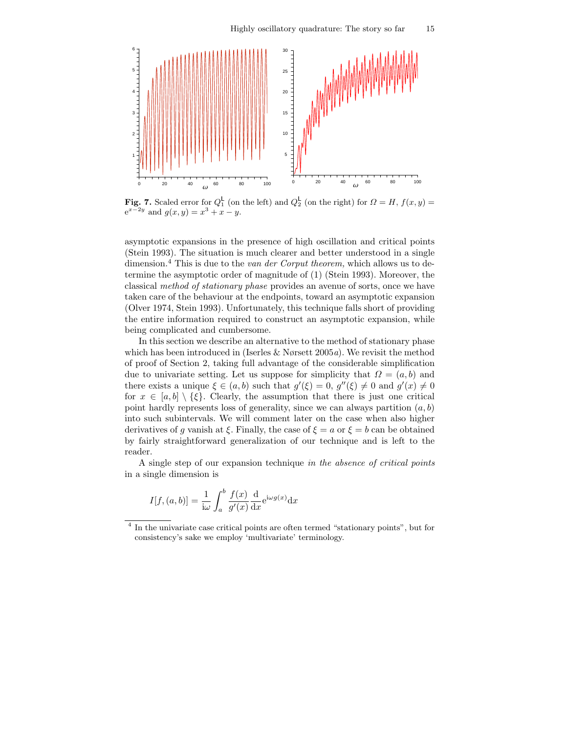**Fig. 7.** Scaled error for $Q_1^{\mathsf{L}}$ (on the left) and $Q_2^{\mathsf{L}}$ (on the right) for $\Omega = H$, $f(x,y) = \mathrm{e}^{x-2y}$ and $g(x,y) = x^3 + x - y$.

asymptotic expansions in the presence of high oscillation and critical points (Stein 1993). The situation is much clearer and better understood in a single dimension.[4] This is due to the *van der Corput theorem,* which allows us to determine the asymptotic order of magnitude of (1) (Stein 1993). Moreover, the classical *method of stationary phase* provides an avenue of sorts, once we have taken care of the behaviour at the endpoints, toward an asymptotic expansion (Olver 1974, Stein 1993). Unfortunately, this technique falls short of providing the entire information required to construct an asymptotic expansion, while being complicated and cumbersome.

In this section we describe an alternative to the method of stationary phase which has been introduced in (Iserles & Nørsett 2005*a*). We revisit the method of proof of Section 2, taking full advantage of the considerable simplification due to univariate setting. Let us suppose for simplicity that $\Omega = (a,b)$ and there exists a unique $\xi \in (a,b)$ such that $g'(\xi) = 0$, $g''(\xi) \neq 0$ and $g'(x) \neq 0$ for $x \in [a,b] \setminus \{\xi\}$. Clearly, the assumption that there is just one critical point hardly represents loss of generality, since we can always partition $(a,b)$ into such subintervals. We will comment later on the case when also higher derivatives of $g$ vanish at $\xi$. Finally, the case of $\xi = a$ or $\xi = b$ can be obtained by fairly straightforward generalization of our technique and is left to the reader.

A single step of our expansion technique *in the absence of critical points* in a single dimension is

$$I[f,(a,b)] = \frac{1}{\mathrm{i}\omega} \int_a^b \frac{f(x)}{g'(x)} \frac{\mathrm{d}}{\mathrm{d}x} \mathrm{e}^{\mathrm{i}\omega g(x)} \mathrm{d}x$$

[4] In the univariate case critical points are often termed "stationary points", but for consistency's sake we employ 'multivariate' terminology.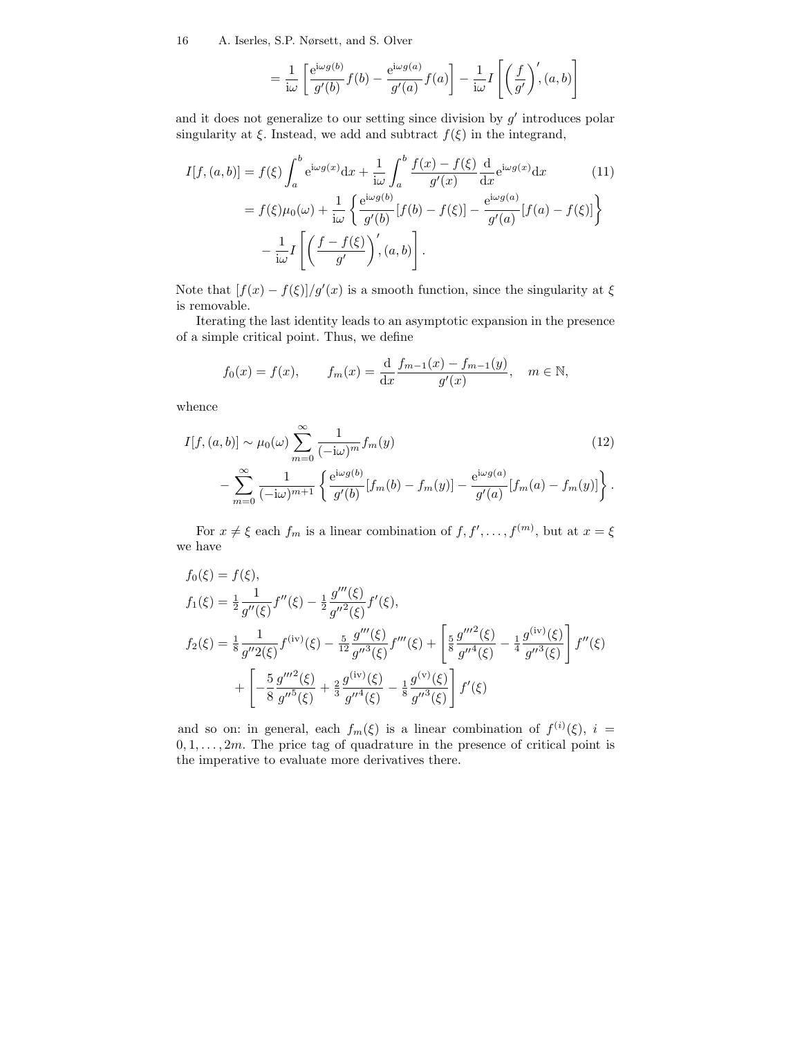$$= \frac{1}{\mathrm{i}\omega}\left[\frac{\mathrm{e}^{\mathrm{i}\omega g(b)}}{g'(b)}f(b) - \frac{\mathrm{e}^{\mathrm{i}\omega g(a)}}{g'(a)}f(a)\right] - \frac{1}{\mathrm{i}\omega}I\left[\left(\frac{f}{g'}\right)', (a,b)\right]$$

and it does not generalize to our setting since division by $g'$ introduces polar singularity at $\xi$. Instead, we add and subtract $f(\xi)$ in the integrand,

$$\begin{aligned}
I[f,(a,b)] &= f(\xi)\int_a^b \mathrm{e}^{\mathrm{i}\omega g(x)}\mathrm{d}x + \frac{1}{\mathrm{i}\omega}\int_a^b \frac{f(x)-f(\xi)}{g'(x)}\frac{\mathrm{d}}{\mathrm{d}x}\mathrm{e}^{\mathrm{i}\omega g(x)}\mathrm{d}x \qquad (11)\\
&= f(\xi)\mu_0(\omega) + \frac{1}{\mathrm{i}\omega}\left\{\frac{\mathrm{e}^{\mathrm{i}\omega g(b)}}{g'(b)}[f(b)-f(\xi)] - \frac{\mathrm{e}^{\mathrm{i}\omega g(a)}}{g'(a)}[f(a)-f(\xi)]\right\}\\
&\quad - \frac{1}{\mathrm{i}\omega}I\left[\left(\frac{f-f(\xi)}{g'}\right)', (a,b)\right].
\end{aligned}$$

Note that $[f(x)-f(\xi)]/g'(x)$ is a smooth function, since the singularity at $\xi$ is removable.

Iterating the last identity leads to an asymptotic expansion in the presence of a simple critical point. Thus, we define

$$f_0(x) = f(x), \qquad f_m(x) = \frac{\mathrm{d}}{\mathrm{d}x}\frac{f_{m-1}(x)-f_{m-1}(y)}{g'(x)}, \quad m \in \mathbb{N},$$

whence

$$\begin{aligned}
I[f,(a,b)] &\sim \mu_0(\omega)\sum_{m=0}^{\infty}\frac{1}{(-\mathrm{i}\omega)^m}f_m(y) \qquad (12)\\
&\quad - \sum_{m=0}^{\infty}\frac{1}{(-\mathrm{i}\omega)^{m+1}}\left\{\frac{\mathrm{e}^{\mathrm{i}\omega g(b)}}{g'(b)}[f_m(b)-f_m(y)] - \frac{\mathrm{e}^{\mathrm{i}\omega g(a)}}{g'(a)}[f_m(a)-f_m(y)]\right\}.
\end{aligned}$$

For $x \neq \xi$ each $f_m$ is a linear combination of $f, f', \ldots, f^{(m)}$, but at $x = \xi$ we have

$$\begin{aligned}
f_0(\xi) &= f(\xi),\\
f_1(\xi) &= \tfrac{1}{2}\frac{1}{g''(\xi)}f''(\xi) - \tfrac{1}{2}\frac{g'''(\xi)}{g''^2(\xi)}f'(\xi),\\
f_2(\xi) &= \tfrac{1}{8}\frac{1}{g''2(\xi)}f^{(\mathrm{iv})}(\xi) - \tfrac{5}{12}\frac{g'''(\xi)}{g''^3(\xi)}f'''(\xi) + \left[\tfrac{5}{8}\frac{g'''^2(\xi)}{g''^4(\xi)} - \tfrac{1}{4}\frac{g^{(\mathrm{iv})}(\xi)}{g''^3(\xi)}\right]f''(\xi)\\
&\quad + \left[-\frac{5}{8}\frac{g'''^2(\xi)}{g''^5(\xi)} + \tfrac{2}{3}\frac{g^{(\mathrm{iv})}(\xi)}{g''^4(\xi)} - \tfrac{1}{8}\frac{g^{(\mathrm{v})}(\xi)}{g''^3(\xi)}\right]f'(\xi)
\end{aligned}$$

and so on: in general, each $f_m(\xi)$ is a linear combination of $f^{(i)}(\xi)$, $i = 0, 1, \ldots, 2m$. The price tag of quadrature in the presence of critical point is the imperative to evaluate more derivatives there.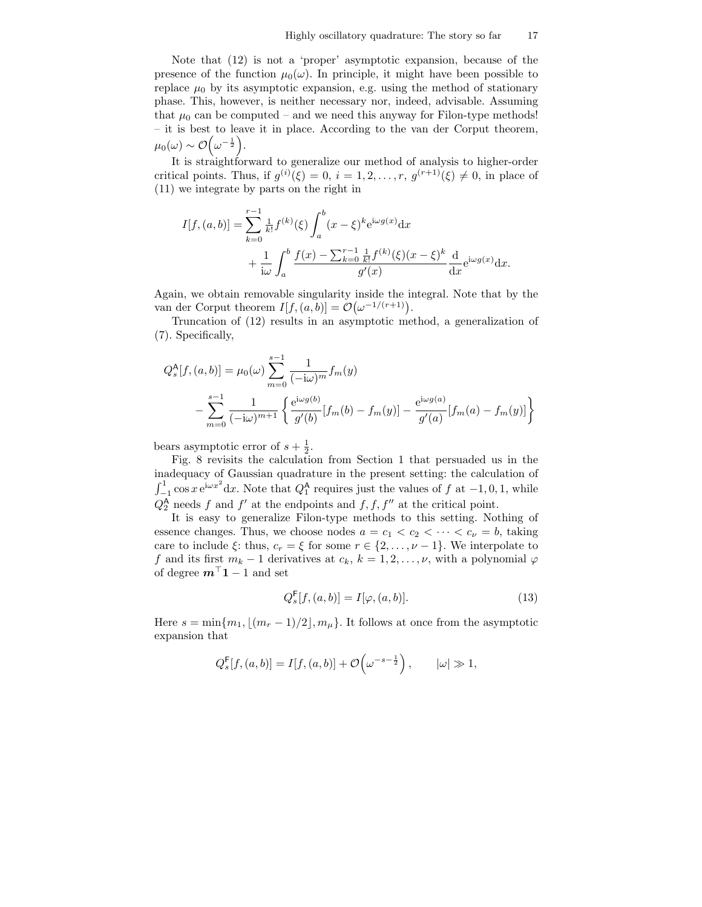Note that (12) is not a 'proper' asymptotic expansion, because of the presence of the function $\mu_0(\omega)$. In principle, it might have been possible to replace $\mu_0$ by its asymptotic expansion, e.g. using the method of stationary phase. This, however, is neither necessary nor, indeed, advisable. Assuming that $\mu_0$ can be computed – and we need this anyway for Filon-type methods! – it is best to leave it in place. According to the van der Corput theorem, $\mu_0(\omega) \sim \mathcal{O}\Big(\omega^{-\frac{1}{2}}\Big)$.

It is straightforward to generalize our method of analysis to higher-order critical points. Thus, if $g^{(i)}(\xi) = 0$, $i = 1, 2, \ldots, r$, $g^{(r+1)}(\xi) \neq 0$, in place of (11) we integrate by parts on the right in

$$
\begin{aligned}
I[f,(a,b)] = &\sum_{k=0}^{r-1} \tfrac{1}{k!} f^{(k)}(\xi) \int_a^b (x-\xi)^k \mathrm{e}^{\mathrm{i}\omega g(x)} \mathrm{d}x \\
&+ \frac{1}{\mathrm{i}\omega} \int_a^b \frac{f(x) - \sum_{k=0}^{r-1} \frac{1}{k!} f^{(k)}(\xi)(x-\xi)^k}{g'(x)} \frac{\mathrm{d}}{\mathrm{d}x} \mathrm{e}^{\mathrm{i}\omega g(x)} \mathrm{d}x.
\end{aligned}
$$

Again, we obtain removable singularity inside the integral. Note that by the van der Corput theorem $I[f,(a,b)] = \mathcal{O}\big(\omega^{-1/(r+1)}\big)$.

Truncation of (12) results in an asymptotic method, a generalization of (7). Specifically,

$$
\begin{aligned}
Q_s^{\mathsf{A}}[f,(a,b)] = &\,\mu_0(\omega) \sum_{m=0}^{s-1} \frac{1}{(-\mathrm{i}\omega)^m} f_m(y) \\
&- \sum_{m=0}^{s-1} \frac{1}{(-\mathrm{i}\omega)^{m+1}} \left\{ \frac{\mathrm{e}^{\mathrm{i}\omega g(b)}}{g'(b)} [f_m(b) - f_m(y)] - \frac{\mathrm{e}^{\mathrm{i}\omega g(a)}}{g'(a)} [f_m(a) - f_m(y)] \right\}
\end{aligned}
$$

bears asymptotic error of $s + \frac{1}{2}$.

Fig. 8 revisits the calculation from Section 1 that persuaded us in the inadequacy of Gaussian quadrature in the present setting: the calculation of $\int_{-1}^{1} \cos x \, \mathrm{e}^{\mathrm{i}\omega x^2} \mathrm{d}x$. Note that $Q_1^{\mathsf{A}}$ requires just the values of $f$ at $-1, 0, 1$, while $Q_2^{\mathsf{A}}$ needs $f$ and $f'$ at the endpoints and $f, f, f''$ at the critical point.

It is easy to generalize Filon-type methods to this setting. Nothing of essence changes. Thus, we choose nodes $a = c_1 < c_2 < \cdots < c_\nu = b$, taking care to include $\xi$: thus, $c_r = \xi$ for some $r \in \{2, \ldots, \nu - 1\}$. We interpolate to $f$ and its first $m_k - 1$ derivatives at $c_k$, $k = 1, 2, \ldots, \nu$, with a polynomial $\varphi$ of degree $\boldsymbol{m}^\top \mathbf{1} - 1$ and set

$$
Q_s^{\mathsf{F}}[f,(a,b)] = I[\varphi,(a,b)]. \tag{13}
$$

Here $s = \min\{m_1, \lfloor (m_r - 1)/2 \rfloor, m_\mu\}$. It follows at once from the asymptotic expansion that

$$
Q_s^{\mathsf{F}}[f,(a,b)] = I[f,(a,b)] + \mathcal{O}\Big(\omega^{-s-\frac{1}{2}}\Big), \qquad |\omega| \gg 1,
$$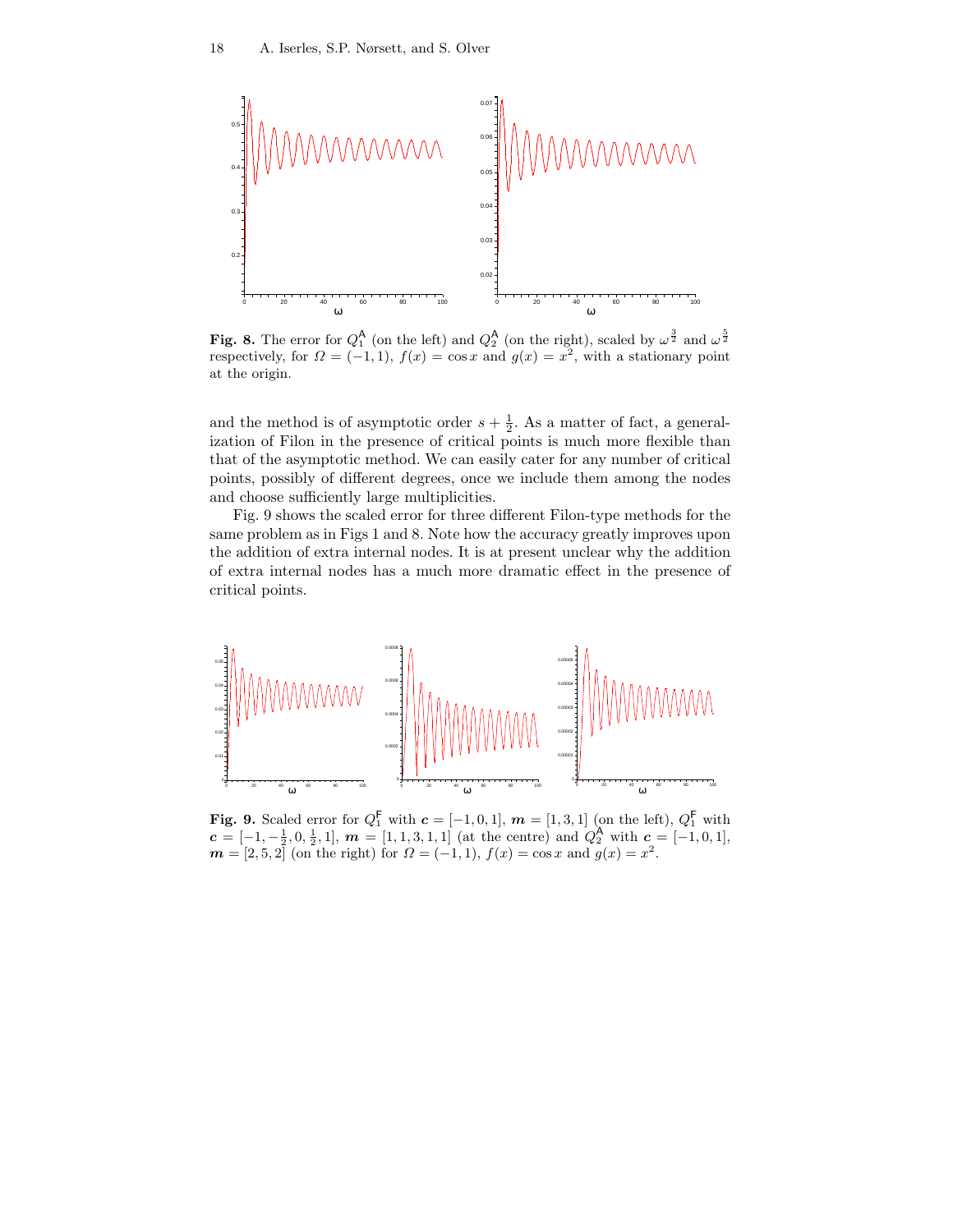**Fig. 8.** The error for $Q_1^{\mathsf{A}}$ (on the left) and $Q_2^{\mathsf{A}}$ (on the right), scaled by $\omega^{\frac{3}{2}}$ and $\omega^{\frac{5}{2}}$ respectively, for $\Omega = (-1, 1)$, $f(x) = \cos x$ and $g(x) = x^2$, with a stationary point at the origin.

and the method is of asymptotic order $s + \frac{1}{2}$. As a matter of fact, a generalization of Filon in the presence of critical points is much more flexible than that of the asymptotic method. We can easily cater for any number of critical points, possibly of different degrees, once we include them among the nodes and choose sufficiently large multiplicities.

Fig. 9 shows the scaled error for three different Filon-type methods for the same problem as in Figs 1 and 8. Note how the accuracy greatly improves upon the addition of extra internal nodes. It is at present unclear why the addition of extra internal nodes has a much more dramatic effect in the presence of critical points.

**Fig. 9.** Scaled error for $Q_1^{\mathsf{F}}$ with $\boldsymbol{c} = [-1, 0, 1]$, $\boldsymbol{m} = [1, 3, 1]$ (on the left), $Q_1^{\mathsf{F}}$ with $\boldsymbol{c} = [-1, -\frac{1}{2}, 0, \frac{1}{2}, 1]$, $\boldsymbol{m} = [1, 1, 3, 1, 1]$ (at the centre) and $Q_2^{\mathsf{A}}$ with $\boldsymbol{c} = [-1, 0, 1]$, $\boldsymbol{m} = [2, 5, 2]$ (on the right) for $\Omega = (-1, 1)$, $f(x) = \cos x$ and $g(x) = x^2$.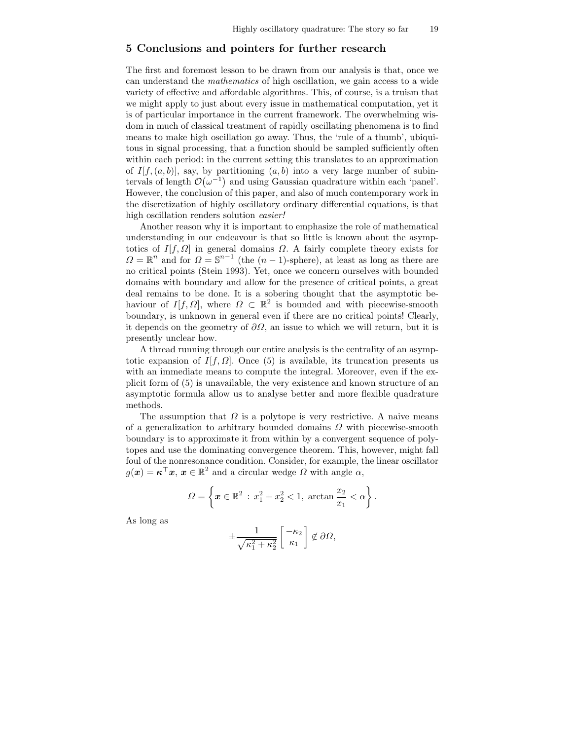## 5 Conclusions and pointers for further research

The first and foremost lesson to be drawn from our analysis is that, once we can understand the *mathematics* of high oscillation, we gain access to a wide variety of effective and affordable algorithms. This, of course, is a truism that we might apply to just about every issue in mathematical computation, yet it is of particular importance in the current framework. The overwhelming wisdom in much of classical treatment of rapidly oscillating phenomena is to find means to make high oscillation go away. Thus, the 'rule of a thumb', ubiquitous in signal processing, that a function should be sampled sufficiently often within each period: in the current setting this translates to an approximation of $I[f,(a,b)]$, say, by partitioning $(a,b)$ into a very large number of subintervals of length $\mathcal{O}(\omega^{-1})$ and using Gaussian quadrature within each 'panel'. However, the conclusion of this paper, and also of much contemporary work in the discretization of highly oscillatory ordinary differential equations, is that high oscillation renders solution *easier!*

Another reason why it is important to emphasize the role of mathematical understanding in our endeavour is that so little is known about the asymptotics of $I[f,\Omega]$ in general domains $\Omega$. A fairly complete theory exists for $\Omega = \mathbb{R}^n$ and for $\Omega = \mathbb{S}^{n-1}$ (the $(n-1)$-sphere), at least as long as there are no critical points (Stein 1993). Yet, once we concern ourselves with bounded domains with boundary and allow for the presence of critical points, a great deal remains to be done. It is a sobering thought that the asymptotic behaviour of $I[f,\Omega]$, where $\Omega \subset \mathbb{R}^2$ is bounded and with piecewise-smooth boundary, is unknown in general even if there are no critical points! Clearly, it depends on the geometry of $\partial\Omega$, an issue to which we will return, but it is presently unclear how.

A thread running through our entire analysis is the centrality of an asymptotic expansion of $I[f,\Omega]$. Once (5) is available, its truncation presents us with an immediate means to compute the integral. Moreover, even if the explicit form of (5) is unavailable, the very existence and known structure of an asymptotic formula allow us to analyse better and more flexible quadrature methods.

The assumption that $\Omega$ is a polytope is very restrictive. A naive means of a generalization to arbitrary bounded domains $\Omega$ with piecewise-smooth boundary is to approximate it from within by a convergent sequence of polytopes and use the dominating convergence theorem. This, however, might fall foul of the nonresonance condition. Consider, for example, the linear oscillator $g(\boldsymbol{x}) = \boldsymbol{\kappa}^\top \boldsymbol{x}$, $\boldsymbol{x} \in \mathbb{R}^2$ and a circular wedge $\Omega$ with angle $\alpha$,

$$\Omega = \left\{ \boldsymbol{x} \in \mathbb{R}^2 \,:\, x_1^2 + x_2^2 < 1,\ \arctan\frac{x_2}{x_1} < \alpha \right\}.$$

As long as

$$\pm \frac{1}{\sqrt{\kappa_1^2 + \kappa_2^2}} \begin{bmatrix} -\kappa_2 \\ \kappa_1 \end{bmatrix} \notin \partial\Omega,$$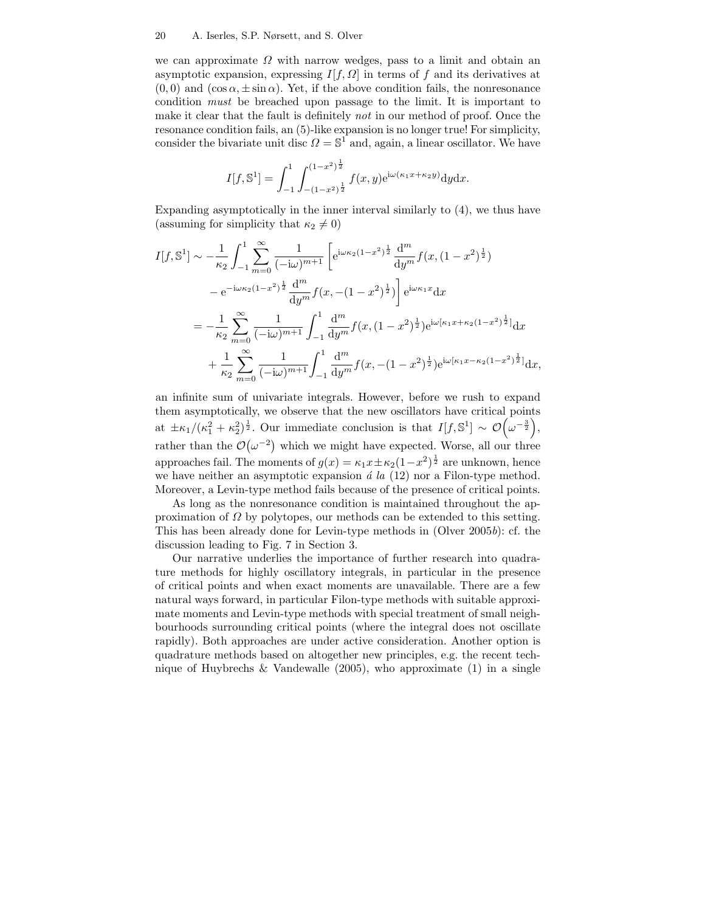we can approximate $\Omega$ with narrow wedges, pass to a limit and obtain an asymptotic expansion, expressing $I[f,\Omega]$ in terms of $f$ and its derivatives at $(0,0)$ and $(\cos\alpha, \pm\sin\alpha)$. Yet, if the above condition fails, the nonresonance condition *must* be breached upon passage to the limit. It is important to make it clear that the fault is definitely *not* in our method of proof. Once the resonance condition fails, an (5)-like expansion is no longer true! For simplicity, consider the bivariate unit disc $\Omega = \mathbb{S}^1$ and, again, a linear oscillator. We have

$$I[f,\mathbb{S}^1] = \int_{-1}^{1} \int_{-(1-x^2)^{\frac{1}{2}}}^{(1-x^2)^{\frac{1}{2}}} f(x,y) \mathrm{e}^{\mathrm{i}\omega(\kappa_1 x + \kappa_2 y)} \mathrm{d}y \mathrm{d}x.$$

Expanding asymptotically in the inner interval similarly to (4), we thus have (assuming for simplicity that $\kappa_2 \neq 0$)

$$
\begin{aligned}
I[f,\mathbb{S}^1] \sim & -\frac{1}{\kappa_2} \int_{-1}^{1} \sum_{m=0}^{\infty} \frac{1}{(-\mathrm{i}\omega)^{m+1}} \left[ \mathrm{e}^{\mathrm{i}\omega\kappa_2(1-x^2)^{\frac{1}{2}}} \frac{\mathrm{d}^m}{\mathrm{d}y^m} f(x,(1-x^2)^{\frac{1}{2}}) \right. \\
& \left. - \mathrm{e}^{-\mathrm{i}\omega\kappa_2(1-x^2)^{\frac{1}{2}}} \frac{\mathrm{d}^m}{\mathrm{d}y^m} f(x,-(1-x^2)^{\frac{1}{2}}) \right] \mathrm{e}^{\mathrm{i}\omega\kappa_1 x} \mathrm{d}x \\
= & -\frac{1}{\kappa_2} \sum_{m=0}^{\infty} \frac{1}{(-\mathrm{i}\omega)^{m+1}} \int_{-1}^{1} \frac{\mathrm{d}^m}{\mathrm{d}y^m} f(x,(1-x^2)^{\frac{1}{2}}) \mathrm{e}^{\mathrm{i}\omega[\kappa_1 x + \kappa_2(1-x^2)^{\frac{1}{2}}]} \mathrm{d}x \\
& + \frac{1}{\kappa_2} \sum_{m=0}^{\infty} \frac{1}{(-\mathrm{i}\omega)^{m+1}} \int_{-1}^{1} \frac{\mathrm{d}^m}{\mathrm{d}y^m} f(x,-(1-x^2)^{\frac{1}{2}}) \mathrm{e}^{\mathrm{i}\omega[\kappa_1 x - \kappa_2(1-x^2)^{\frac{1}{2}}]} \mathrm{d}x,
\end{aligned}
$$

an infinite sum of univariate integrals. However, before we rush to expand them asymptotically, we observe that the new oscillators have critical points at $\pm\kappa_1/(\kappa_1^2+\kappa_2^2)^{\frac{1}{2}}$. Our immediate conclusion is that $I[f,\mathbb{S}^1] \sim \mathcal{O}\left(\omega^{-\frac{3}{2}}\right)$, rather than the $\mathcal{O}\left(\omega^{-2}\right)$ which we might have expected. Worse, all our three approaches fail. The moments of $g(x) = \kappa_1 x \pm \kappa_2(1-x^2)^{\frac{1}{2}}$ are unknown, hence we have neither an asymptotic expansion *á la* (12) nor a Filon-type method. Moreover, a Levin-type method fails because of the presence of critical points.

As long as the nonresonance condition is maintained throughout the approximation of $\Omega$ by polytopes, our methods can be extended to this setting. This has been already done for Levin-type methods in (Olver 2005*b*): cf. the discussion leading to Fig. 7 in Section 3.

Our narrative underlies the importance of further research into quadrature methods for highly oscillatory integrals, in particular in the presence of critical points and when exact moments are unavailable. There are a few natural ways forward, in particular Filon-type methods with suitable approximate moments and Levin-type methods with special treatment of small neighbourhoods surrounding critical points (where the integral does not oscillate rapidly). Both approaches are under active consideration. Another option is quadrature methods based on altogether new principles, e.g. the recent technique of Huybrechs & Vandewalle (2005), who approximate (1) in a single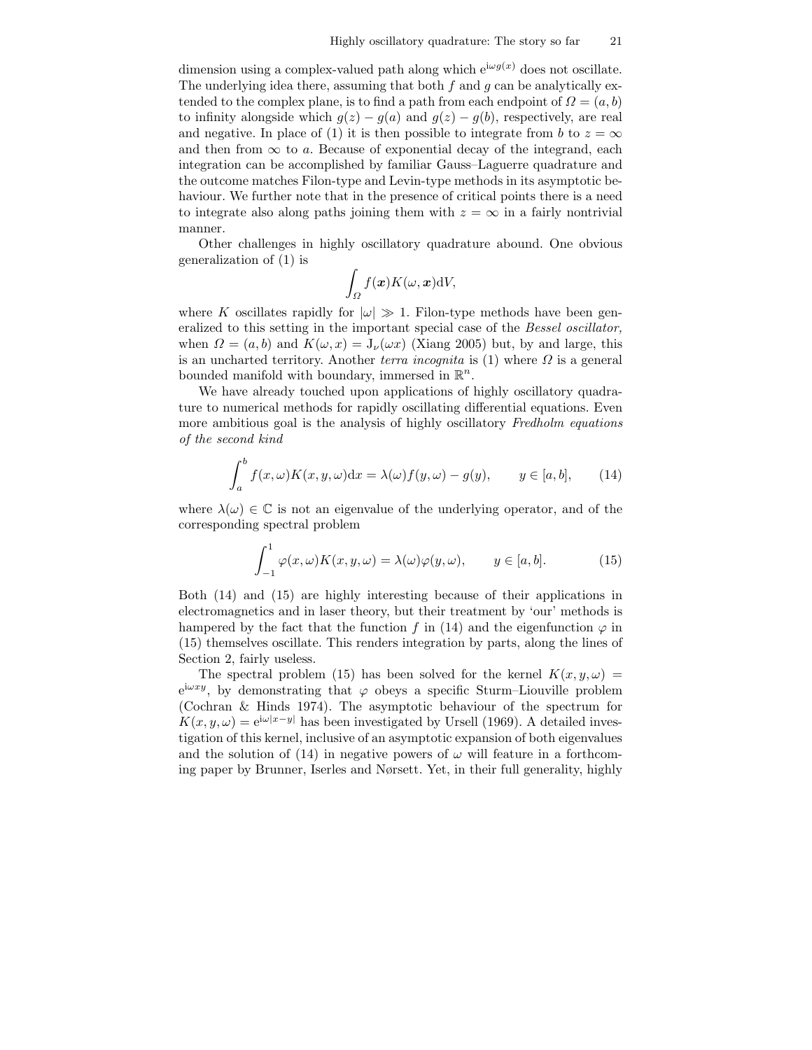dimension using a complex-valued path along which $e^{i\omega g(x)}$ does not oscillate. The underlying idea there, assuming that both $f$ and $g$ can be analytically extended to the complex plane, is to find a path from each endpoint of $\Omega = (a, b)$ to infinity alongside which $g(z) - g(a)$ and $g(z) - g(b)$, respectively, are real and negative. In place of (1) it is then possible to integrate from $b$ to $z = \infty$ and then from $\infty$ to $a$. Because of exponential decay of the integrand, each integration can be accomplished by familiar Gauss–Laguerre quadrature and the outcome matches Filon-type and Levin-type methods in its asymptotic behaviour. We further note that in the presence of critical points there is a need to integrate also along paths joining them with $z = \infty$ in a fairly nontrivial manner.

Other challenges in highly oscillatory quadrature abound. One obvious generalization of (1) is

$$\int_{\Omega} f(\boldsymbol{x}) K(\omega, \boldsymbol{x}) \mathrm{d}V,$$

where $K$ oscillates rapidly for $|\omega| \gg 1$. Filon-type methods have been generalized to this setting in the important special case of the *Bessel oscillator,* when $\Omega = (a, b)$ and $K(\omega, x) = \mathrm{J}_{\nu}(\omega x)$ (Xiang 2005) but, by and large, this is an uncharted territory. Another *terra incognita* is (1) where $\Omega$ is a general bounded manifold with boundary, immersed in $\mathbb{R}^n$.

We have already touched upon applications of highly oscillatory quadrature to numerical methods for rapidly oscillating differential equations. Even more ambitious goal is the analysis of highly oscillatory *Fredholm equations of the second kind*

$$\int_a^b f(x, \omega) K(x, y, \omega) \mathrm{d}x = \lambda(\omega) f(y, \omega) - g(y), \qquad y \in [a, b], \tag{14}$$

where $\lambda(\omega) \in \mathbb{C}$ is not an eigenvalue of the underlying operator, and of the corresponding spectral problem

$$\int_{-1}^{1} \varphi(x, \omega) K(x, y, \omega) = \lambda(\omega) \varphi(y, \omega), \qquad y \in [a, b]. \tag{15}$$

Both (14) and (15) are highly interesting because of their applications in electromagnetics and in laser theory, but their treatment by 'our' methods is hampered by the fact that the function $f$ in (14) and the eigenfunction $\varphi$ in (15) themselves oscillate. This renders integration by parts, along the lines of Section 2, fairly useless.

The spectral problem (15) has been solved for the kernel $K(x, y, \omega) = e^{i\omega xy}$, by demonstrating that $\varphi$ obeys a specific Sturm–Liouville problem (Cochran & Hinds 1974). The asymptotic behaviour of the spectrum for $K(x, y, \omega) = e^{i\omega|x-y|}$ has been investigated by Ursell (1969). A detailed investigation of this kernel, inclusive of an asymptotic expansion of both eigenvalues and the solution of (14) in negative powers of $\omega$ will feature in a forthcoming paper by Brunner, Iserles and Nørsett. Yet, in their full generality, highly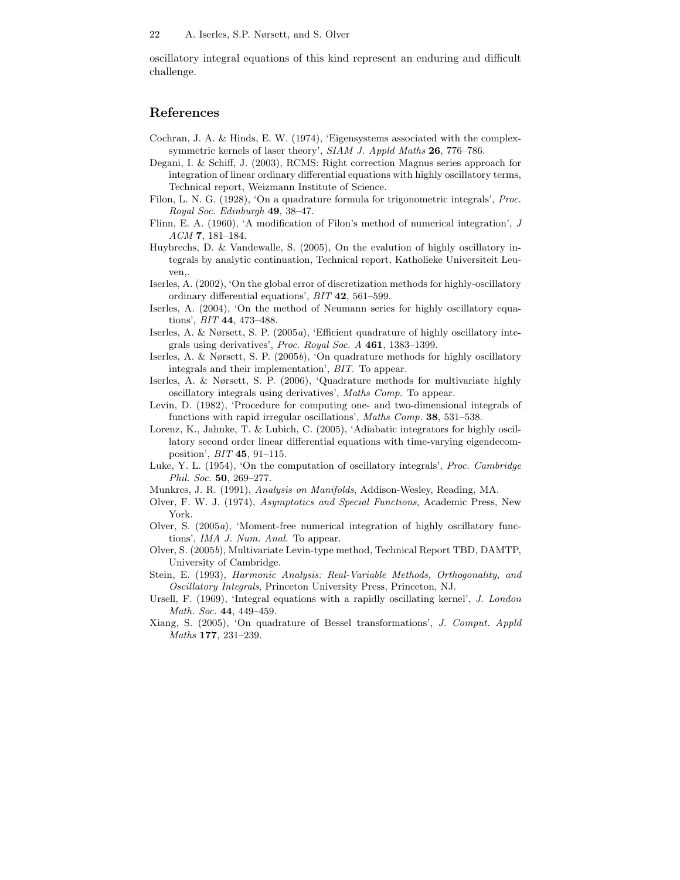oscillatory integral equations of this kind represent an enduring and difficult challenge.

## References

Cochran, J. A. & Hinds, E. W. (1974), 'Eigensystems associated with the complex-symmetric kernels of laser theory', *SIAM J. Appld Maths* **26**, 776–786.

Degani, I. & Schiff, J. (2003), RCMS: Right correction Magnus series approach for integration of linear ordinary differential equations with highly oscillatory terms, Technical report, Weizmann Institute of Science.

Filon, L. N. G. (1928), 'On a quadrature formula for trigonometric integrals', *Proc. Royal Soc. Edinburgh* **49**, 38–47.

Flinn, E. A. (1960), 'A modification of Filon's method of numerical integration', *J ACM* **7**, 181–184.

Huybrechs, D. & Vandewalle, S. (2005), On the evalution of highly oscillatory integrals by analytic continuation, Technical report, Katholieke Universiteit Leuven,.

Iserles, A. (2002), 'On the global error of discretization methods for highly-oscillatory ordinary differential equations', *BIT* **42**, 561–599.

Iserles, A. (2004), 'On the method of Neumann series for highly oscillatory equations', *BIT* **44**, 473–488.

Iserles, A. & Nørsett, S. P. (2005*a*), 'Efficient quadrature of highly oscillatory integrals using derivatives', *Proc. Royal Soc. A* **461**, 1383–1399.

Iserles, A. & Nørsett, S. P. (2005*b*), 'On quadrature methods for highly oscillatory integrals and their implementation', *BIT*. To appear.

Iserles, A. & Nørsett, S. P. (2006), 'Quadrature methods for multivariate highly oscillatory integrals using derivatives', *Maths Comp*. To appear.

Levin, D. (1982), 'Procedure for computing one- and two-dimensional integrals of functions with rapid irregular oscillations', *Maths Comp.* **38**, 531–538.

Lorenz, K., Jahnke, T. & Lubich, C. (2005), 'Adiabatic integrators for highly oscillatory second order linear differential equations with time-varying eigendecomposition', *BIT* **45**, 91–115.

Luke, Y. L. (1954), 'On the computation of oscillatory integrals', *Proc. Cambridge Phil. Soc.* **50**, 269–277.

Munkres, J. R. (1991), *Analysis on Manifolds*, Addison-Wesley, Reading, MA.

Olver, F. W. J. (1974), *Asymptotics and Special Functions*, Academic Press, New York.

Olver, S. (2005*a*), 'Moment-free numerical integration of highly oscillatory functions', *IMA J. Num. Anal.* To appear.

Olver, S. (2005*b*), Multivariate Levin-type method, Technical Report TBD, DAMTP, University of Cambridge.

Stein, E. (1993), *Harmonic Analysis: Real-Variable Methods, Orthogonality, and Oscillatory Integrals*, Princeton University Press, Princeton, NJ.

Ursell, F. (1969), 'Integral equations with a rapidly oscillating kernel', *J. London Math. Soc.* **44**, 449–459.

Xiang, S. (2005), 'On quadrature of Bessel transformations', *J. Comput. Appld Maths* **177**, 231–239.